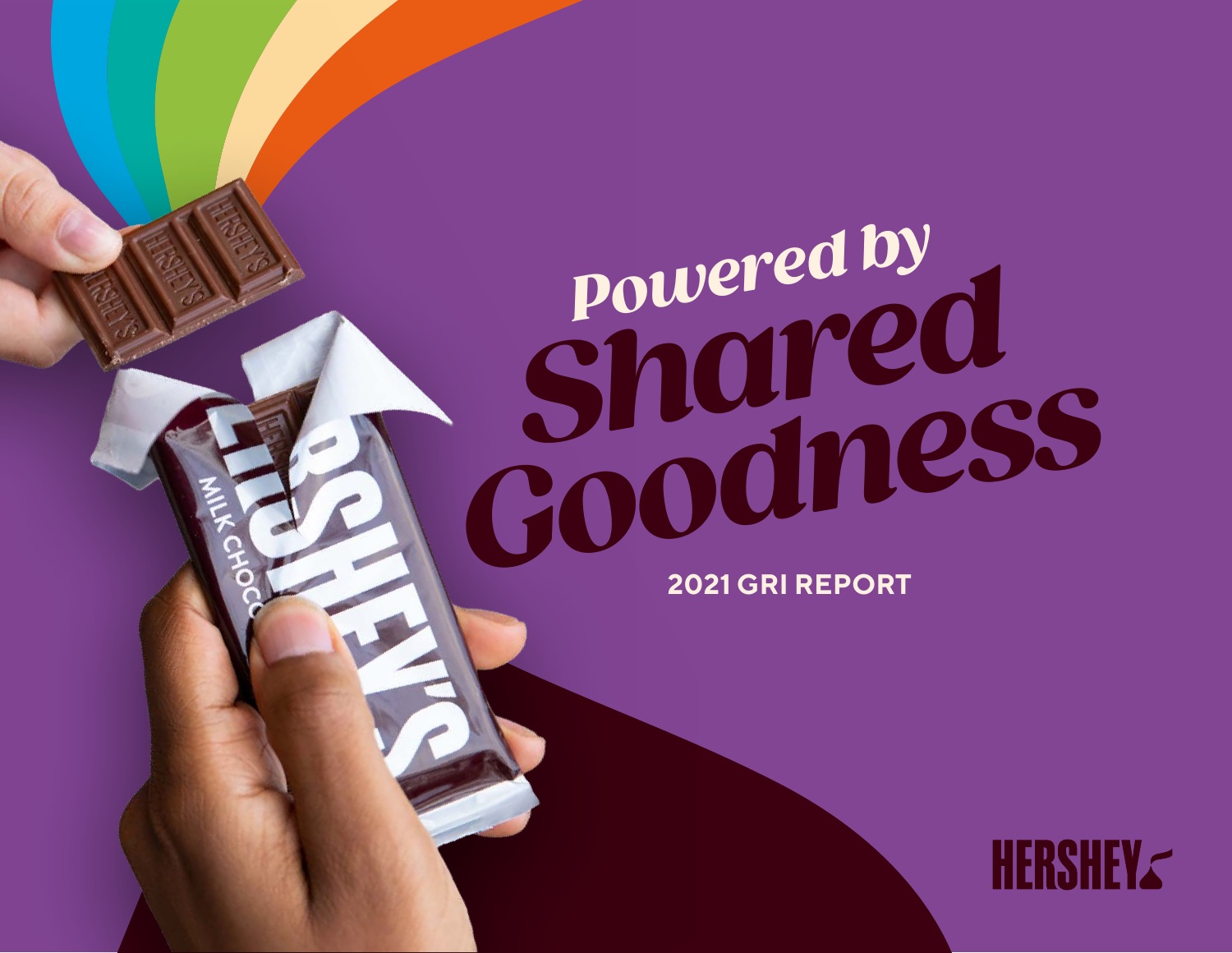# Powered by Shared Goodness

**2021 GRI REPORT**

HERSHEY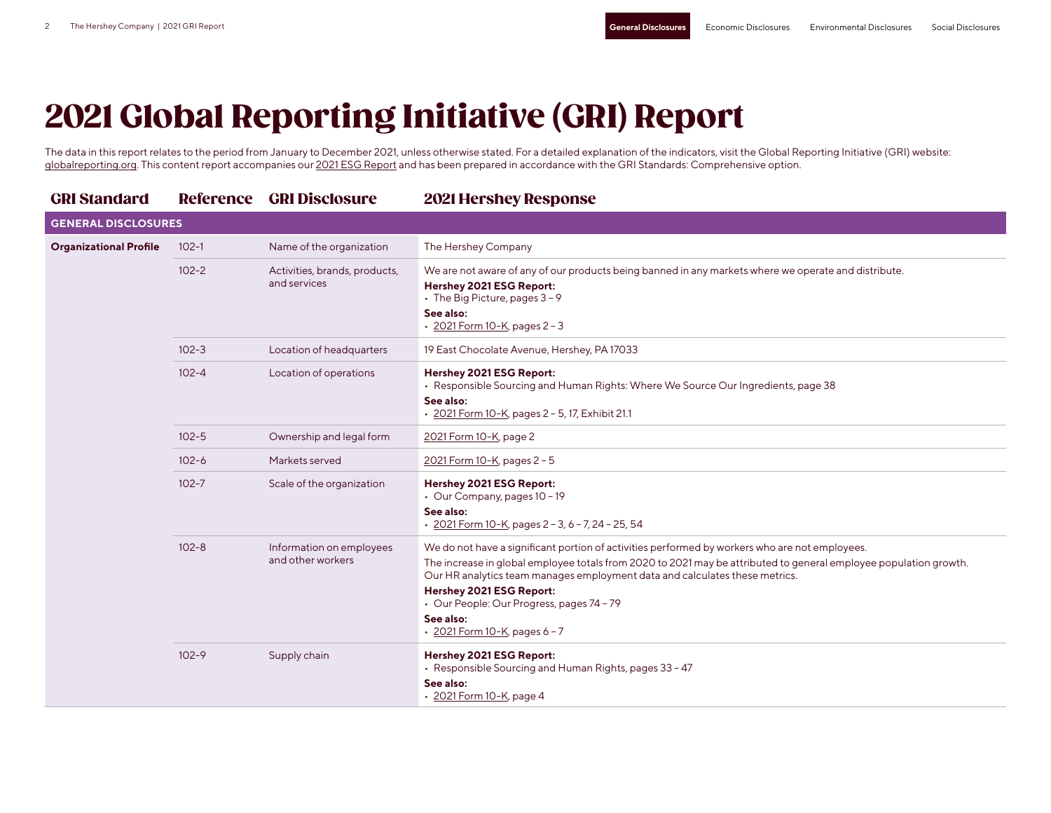# 2021 Global Reporting Initiative (GRI) Report

The data in this report relates to the period from January to December 2021, unless otherwise stated. For a detailed explanation of the indicators, visit the Global Reporting Initiative (GRI) website: globalreporting.org. This content report accompanies our 2021 ESG Report and has been prepared in accordance with the GRI Standards: Comprehensive option.

| GRI Standard | Reference | GRI Disclosure | 2021 Hershey Response |
|---|---|---|---|
| **GENERAL DISCLOSURES** | | | |
| **Organizational Profile** | 102-1 | Name of the organization | The Hershey Company |
| | 102-2 | Activities, brands, products, and services | We are not aware of any of our products being banned in any markets where we operate and distribute.<br>**Hershey 2021 ESG Report:**<br>• The Big Picture, pages 3 – 9<br>**See also:**<br>• 2021 Form 10-K, pages 2 – 3 |
| | 102-3 | Location of headquarters | 19 East Chocolate Avenue, Hershey, PA 17033 |
| | 102-4 | Location of operations | **Hershey 2021 ESG Report:**<br>• Responsible Sourcing and Human Rights: Where We Source Our Ingredients, page 38<br>**See also:**<br>• 2021 Form 10-K, pages 2 – 5, 17, Exhibit 21.1 |
| | 102-5 | Ownership and legal form | 2021 Form 10-K, page 2 |
| | 102-6 | Markets served | 2021 Form 10-K, pages 2 – 5 |
| | 102-7 | Scale of the organization | **Hershey 2021 ESG Report:**<br>• Our Company, pages 10 – 19<br>**See also:**<br>• 2021 Form 10-K, pages 2 – 3, 6 – 7, 24 – 25, 54 |
| | 102-8 | Information on employees and other workers | We do not have a significant portion of activities performed by workers who are not employees.<br>The increase in global employee totals from 2020 to 2021 may be attributed to general employee population growth. Our HR analytics team manages employment data and calculates these metrics.<br>**Hershey 2021 ESG Report:**<br>• Our People: Our Progress, pages 74 – 79<br>**See also:**<br>• 2021 Form 10-K, pages 6 – 7 |
| | 102-9 | Supply chain | **Hershey 2021 ESG Report:**<br>• Responsible Sourcing and Human Rights, pages 33 – 47<br>**See also:**<br>• 2021 Form 10-K, page 4 |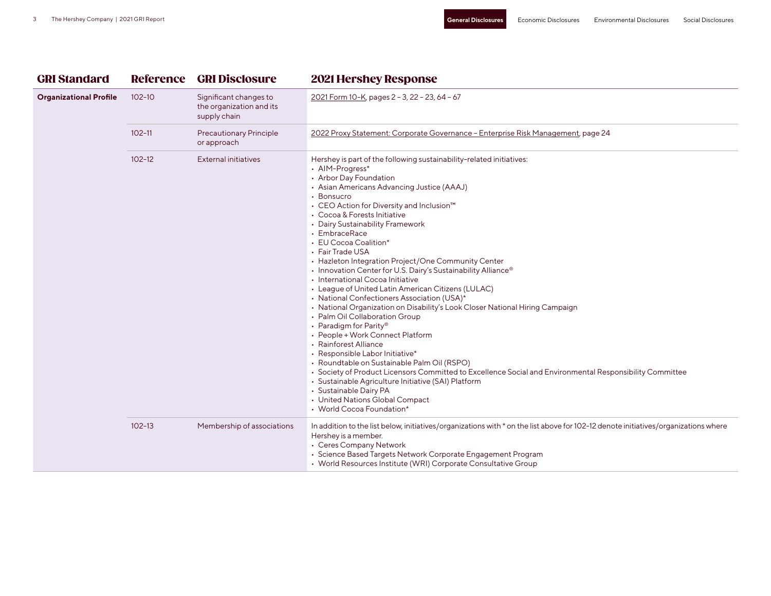| GRI Standard | Reference | GRI Disclosure | 2021 Hershey Response |
|---|---|---|---|
| **Organizational Profile** | 102-10 | Significant changes to the organization and its supply chain | 2021 Form 10-K, pages 2 – 3, 22 – 23, 64 – 67 |
| | 102-11 | Precautionary Principle or approach | 2022 Proxy Statement: Corporate Governance – Enterprise Risk Management, page 24 |
| | 102-12 | External initiatives | Hershey is part of the following sustainability-related initiatives:<br>• AIM-Progress*<br>• Arbor Day Foundation<br>• Asian Americans Advancing Justice (AAAJ)<br>• Bonsucro<br>• CEO Action for Diversity and Inclusion™<br>• Cocoa & Forests Initiative<br>• Dairy Sustainability Framework<br>• EmbraceRace<br>• EU Cocoa Coalition*<br>• Fair Trade USA<br>• Hazleton Integration Project/One Community Center<br>• Innovation Center for U.S. Dairy's Sustainability Alliance®<br>• International Cocoa Initiative<br>• League of United Latin American Citizens (LULAC)<br>• National Confectioners Association (USA)*<br>• National Organization on Disability's Look Closer National Hiring Campaign<br>• Palm Oil Collaboration Group<br>• Paradigm for Parity®<br>• People + Work Connect Platform<br>• Rainforest Alliance<br>• Responsible Labor Initiative*<br>• Roundtable on Sustainable Palm Oil (RSPO)<br>• Society of Product Licensors Committed to Excellence Social and Environmental Responsibility Committee<br>• Sustainable Agriculture Initiative (SAI) Platform<br>• Sustainable Dairy PA<br>• United Nations Global Compact<br>• World Cocoa Foundation* |
| | 102-13 | Membership of associations | In addition to the list below, initiatives/organizations with * on the list above for 102-12 denote initiatives/organizations where Hershey is a member.<br>• Ceres Company Network<br>• Science Based Targets Network Corporate Engagement Program<br>• World Resources Institute (WRI) Corporate Consultative Group |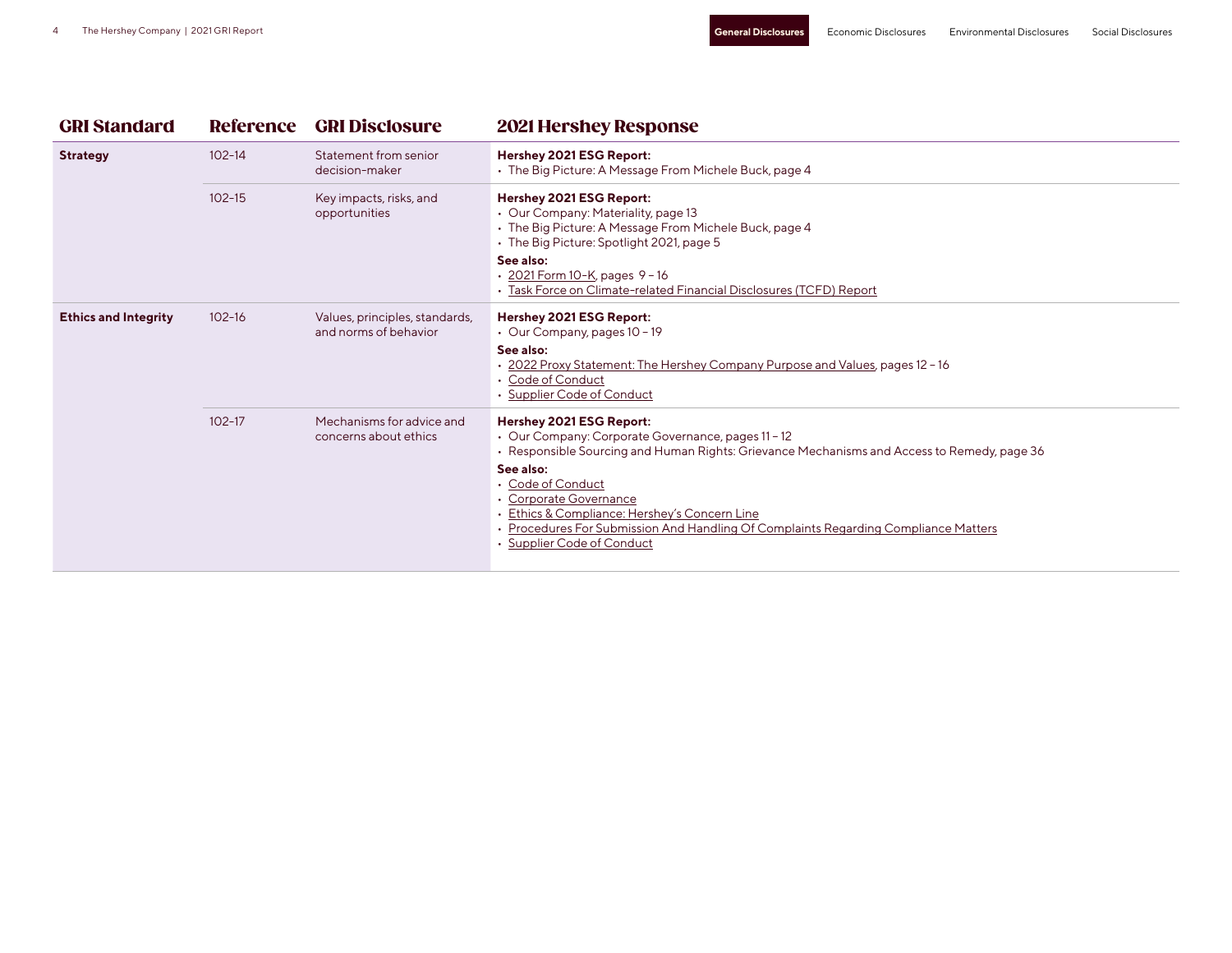| GRI Standard | Reference | GRI Disclosure | 2021 Hershey Response |
|---|---|---|---|
| **Strategy** | 102-14 | Statement from senior decision-maker | **Hershey 2021 ESG Report:**<br>• The Big Picture: A Message From Michele Buck, page 4 |
| | 102-15 | Key impacts, risks, and opportunities | **Hershey 2021 ESG Report:**<br>• Our Company: Materiality, page 13<br>• The Big Picture: A Message From Michele Buck, page 4<br>• The Big Picture: Spotlight 2021, page 5<br>**See also:**<br>• 2021 Form 10-K, pages 9 – 16<br>• Task Force on Climate-related Financial Disclosures (TCFD) Report |
| **Ethics and Integrity** | 102-16 | Values, principles, standards, and norms of behavior | **Hershey 2021 ESG Report:**<br>• Our Company, pages 10 – 19<br>**See also:**<br>• 2022 Proxy Statement: The Hershey Company Purpose and Values, pages 12 – 16<br>• Code of Conduct<br>• Supplier Code of Conduct |
| | 102-17 | Mechanisms for advice and concerns about ethics | **Hershey 2021 ESG Report:**<br>• Our Company: Corporate Governance, pages 11 – 12<br>• Responsible Sourcing and Human Rights: Grievance Mechanisms and Access to Remedy, page 36<br>**See also:**<br>• Code of Conduct<br>• Corporate Governance<br>• Ethics & Compliance: Hershey's Concern Line<br>• Procedures For Submission And Handling Of Complaints Regarding Compliance Matters<br>• Supplier Code of Conduct |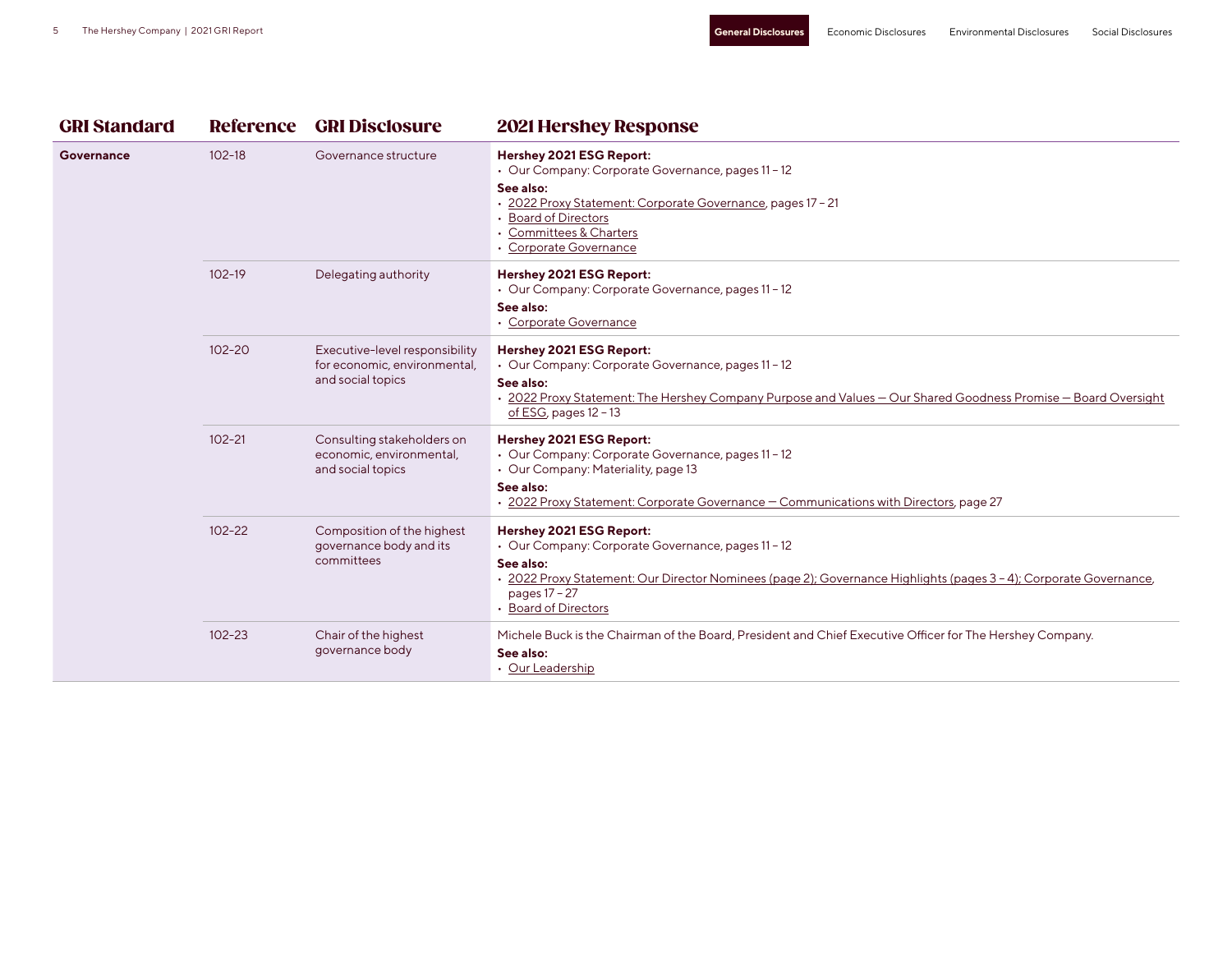| GRI Standard | Reference | GRI Disclosure | 2021 Hershey Response |
|---|---|---|---|
| **Governance** | 102-18 | Governance structure | **Hershey 2021 ESG Report:**<br>• Our Company: Corporate Governance, pages 11 – 12<br>**See also:**<br>• 2022 Proxy Statement: Corporate Governance, pages 17 – 21<br>• Board of Directors<br>• Committees & Charters<br>• Corporate Governance |
| | 102-19 | Delegating authority | **Hershey 2021 ESG Report:**<br>• Our Company: Corporate Governance, pages 11 – 12<br>**See also:**<br>• Corporate Governance |
| | 102-20 | Executive-level responsibility for economic, environmental, and social topics | **Hershey 2021 ESG Report:**<br>• Our Company: Corporate Governance, pages 11 – 12<br>**See also:**<br>• 2022 Proxy Statement: The Hershey Company Purpose and Values — Our Shared Goodness Promise — Board Oversight of ESG, pages 12 – 13 |
| | 102-21 | Consulting stakeholders on economic, environmental, and social topics | **Hershey 2021 ESG Report:**<br>• Our Company: Corporate Governance, pages 11 – 12<br>• Our Company: Materiality, page 13<br>**See also:**<br>• 2022 Proxy Statement: Corporate Governance — Communications with Directors, page 27 |
| | 102-22 | Composition of the highest governance body and its committees | **Hershey 2021 ESG Report:**<br>• Our Company: Corporate Governance, pages 11 – 12<br>**See also:**<br>• 2022 Proxy Statement: Our Director Nominees (page 2); Governance Highlights (pages 3 – 4); Corporate Governance, pages 17 – 27<br>• Board of Directors |
| | 102-23 | Chair of the highest governance body | Michele Buck is the Chairman of the Board, President and Chief Executive Officer for The Hershey Company.<br>**See also:**<br>• Our Leadership |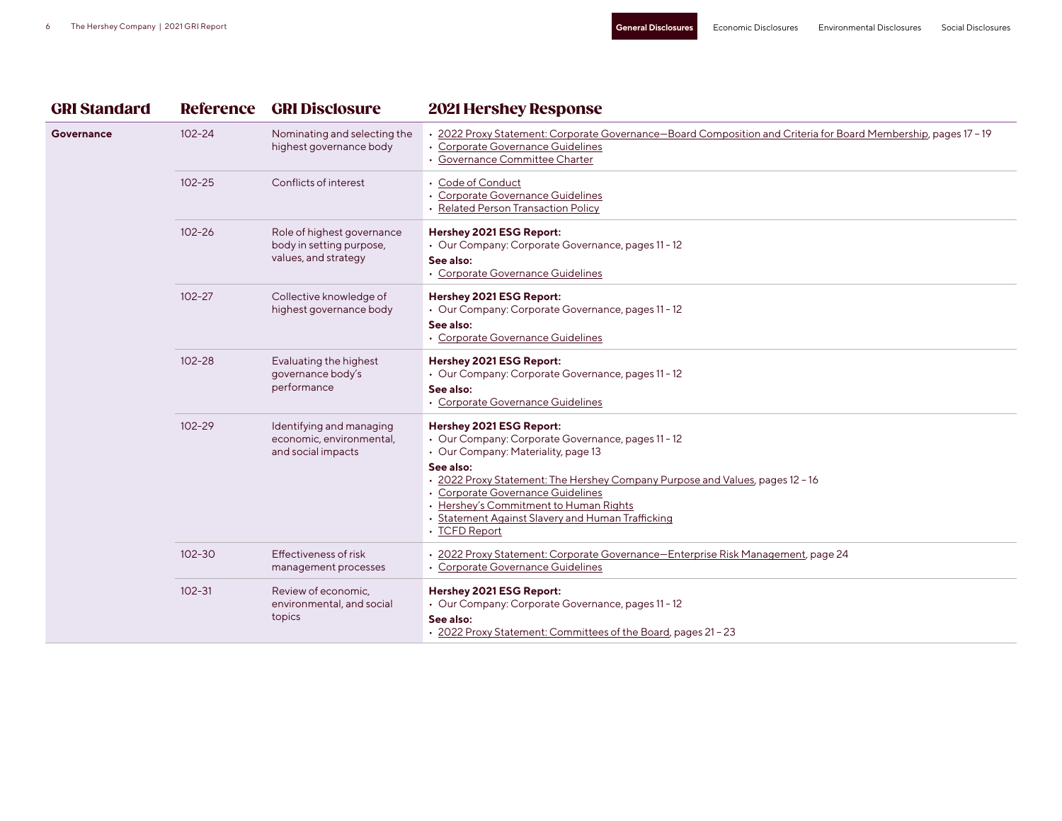| GRI Standard | Reference | GRI Disclosure | 2021 Hershey Response |
| --- | --- | --- | --- |
| Governance | 102-24 | Nominating and selecting the highest governance body | • 2022 Proxy Statement: Corporate Governance—Board Composition and Criteria for Board Membership, pages 17 – 19<br>• Corporate Governance Guidelines<br>• Governance Committee Charter |
| | 102-25 | Conflicts of interest | • Code of Conduct<br>• Corporate Governance Guidelines<br>• Related Person Transaction Policy |
| | 102-26 | Role of highest governance body in setting purpose, values, and strategy | **Hershey 2021 ESG Report:**<br>• Our Company: Corporate Governance, pages 11 - 12<br>**See also:**<br>• Corporate Governance Guidelines |
| | 102-27 | Collective knowledge of highest governance body | **Hershey 2021 ESG Report:**<br>• Our Company: Corporate Governance, pages 11 - 12<br>**See also:**<br>• Corporate Governance Guidelines |
| | 102-28 | Evaluating the highest governance body's performance | **Hershey 2021 ESG Report:**<br>• Our Company: Corporate Governance, pages 11 - 12<br>**See also:**<br>• Corporate Governance Guidelines |
| | 102-29 | Identifying and managing economic, environmental, and social impacts | **Hershey 2021 ESG Report:**<br>• Our Company: Corporate Governance, pages 11 - 12<br>• Our Company: Materiality, page 13<br>**See also:**<br>• 2022 Proxy Statement: The Hershey Company Purpose and Values, pages 12 – 16<br>• Corporate Governance Guidelines<br>• Hershey's Commitment to Human Rights<br>• Statement Against Slavery and Human Trafficking<br>• TCFD Report |
| | 102-30 | Effectiveness of risk management processes | • 2022 Proxy Statement: Corporate Governance—Enterprise Risk Management, page 24<br>• Corporate Governance Guidelines |
| | 102-31 | Review of economic, environmental, and social topics | **Hershey 2021 ESG Report:**<br>• Our Company: Corporate Governance, pages 11 - 12<br>**See also:**<br>• 2022 Proxy Statement: Committees of the Board, pages 21 – 23 |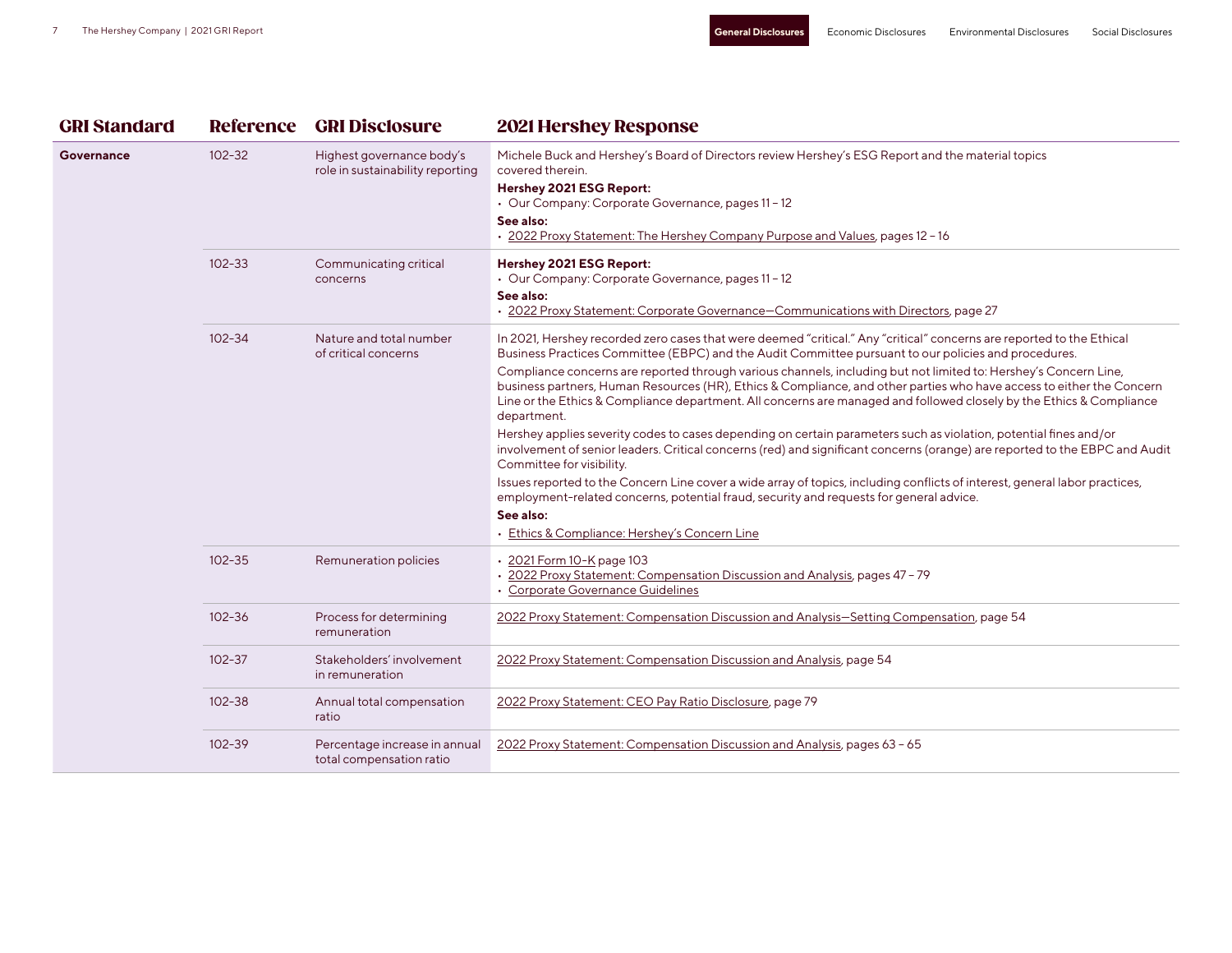| GRI Standard | Reference | GRI Disclosure | 2021 Hershey Response |
|---|---|---|---|
| Governance | 102-32 | Highest governance body's role in sustainability reporting | Michele Buck and Hershey's Board of Directors review Hershey's ESG Report and the material topics covered therein.<br>**Hershey 2021 ESG Report:**<br>• Our Company: Corporate Governance, pages 11 – 12<br>**See also:**<br>• 2022 Proxy Statement: The Hershey Company Purpose and Values, pages 12 – 16 |
| | 102-33 | Communicating critical concerns | **Hershey 2021 ESG Report:**<br>• Our Company: Corporate Governance, pages 11 – 12<br>**See also:**<br>• 2022 Proxy Statement: Corporate Governance—Communications with Directors, page 27 |
| | 102-34 | Nature and total number of critical concerns | In 2021, Hershey recorded zero cases that were deemed "critical." Any "critical" concerns are reported to the Ethical Business Practices Committee (EBPC) and the Audit Committee pursuant to our policies and procedures.<br>Compliance concerns are reported through various channels, including but not limited to: Hershey's Concern Line, business partners, Human Resources (HR), Ethics & Compliance, and other parties who have access to either the Concern Line or the Ethics & Compliance department. All concerns are managed and followed closely by the Ethics & Compliance department.<br>Hershey applies severity codes to cases depending on certain parameters such as violation, potential fines and/or involvement of senior leaders. Critical concerns (red) and significant concerns (orange) are reported to the EBPC and Audit Committee for visibility.<br>Issues reported to the Concern Line cover a wide array of topics, including conflicts of interest, general labor practices, employment-related concerns, potential fraud, security and requests for general advice.<br>**See also:**<br>• Ethics & Compliance: Hershey's Concern Line |
| | 102-35 | Remuneration policies | • 2021 Form 10-K page 103<br>• 2022 Proxy Statement: Compensation Discussion and Analysis, pages 47 – 79<br>• Corporate Governance Guidelines |
| | 102-36 | Process for determining remuneration | 2022 Proxy Statement: Compensation Discussion and Analysis—Setting Compensation, page 54 |
| | 102-37 | Stakeholders' involvement in remuneration | 2022 Proxy Statement: Compensation Discussion and Analysis, page 54 |
| | 102-38 | Annual total compensation ratio | 2022 Proxy Statement: CEO Pay Ratio Disclosure, page 79 |
| | 102-39 | Percentage increase in annual total compensation ratio | 2022 Proxy Statement: Compensation Discussion and Analysis, pages 63 – 65 |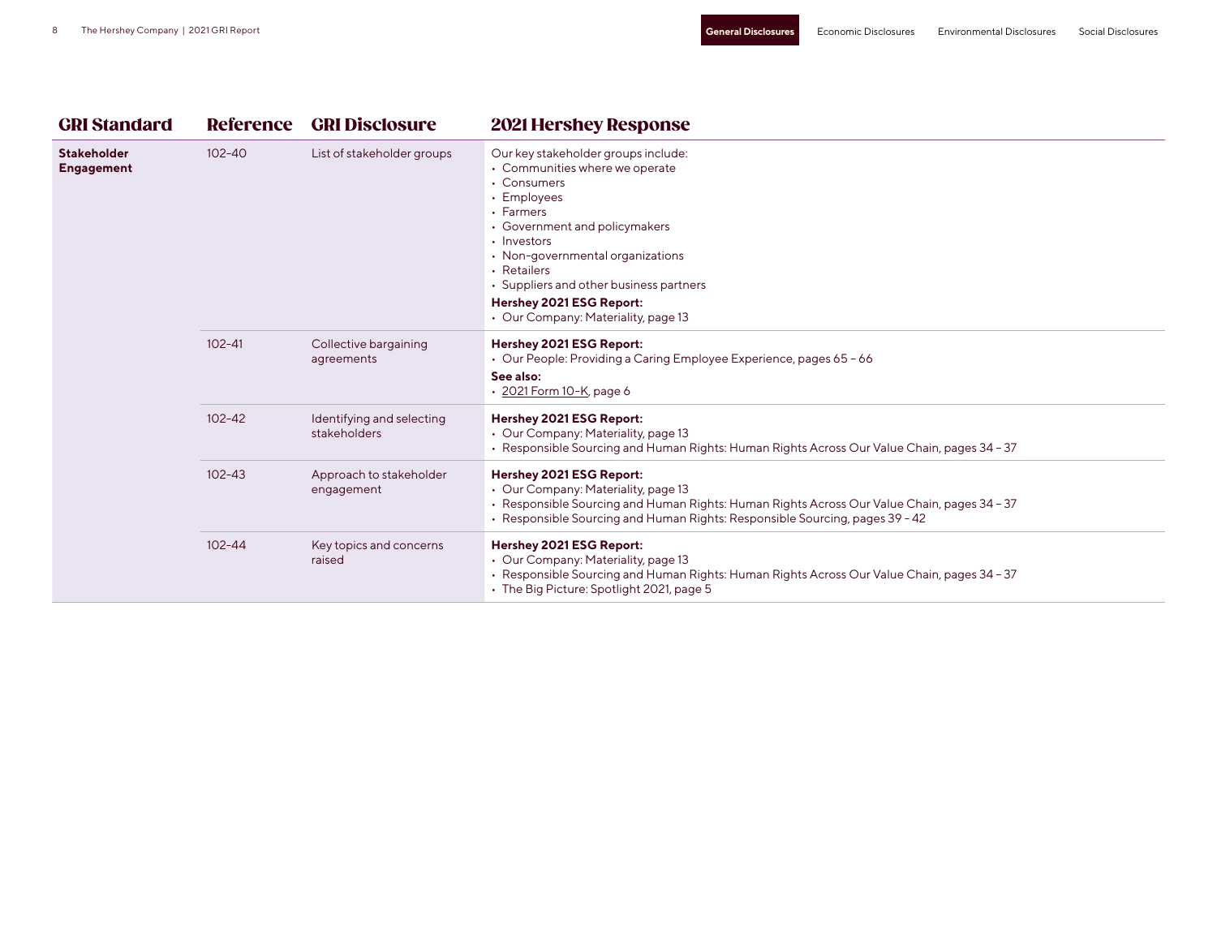| GRI Standard | Reference | GRI Disclosure | 2021 Hershey Response |
|---|---|---|---|
| **Stakeholder Engagement** | 102-40 | List of stakeholder groups | Our key stakeholder groups include:<br>• Communities where we operate<br>• Consumers<br>• Employees<br>• Farmers<br>• Government and policymakers<br>• Investors<br>• Non-governmental organizations<br>• Retailers<br>• Suppliers and other business partners<br>**Hershey 2021 ESG Report:**<br>• Our Company: Materiality, page 13 |
| | 102-41 | Collective bargaining agreements | **Hershey 2021 ESG Report:**<br>• Our People: Providing a Caring Employee Experience, pages 65 – 66<br>**See also:**<br>• 2021 Form 10-K, page 6 |
| | 102-42 | Identifying and selecting stakeholders | **Hershey 2021 ESG Report:**<br>• Our Company: Materiality, page 13<br>• Responsible Sourcing and Human Rights: Human Rights Across Our Value Chain, pages 34 – 37 |
| | 102-43 | Approach to stakeholder engagement | **Hershey 2021 ESG Report:**<br>• Our Company: Materiality, page 13<br>• Responsible Sourcing and Human Rights: Human Rights Across Our Value Chain, pages 34 – 37<br>• Responsible Sourcing and Human Rights: Responsible Sourcing, pages 39 - 42 |
| | 102-44 | Key topics and concerns raised | **Hershey 2021 ESG Report:**<br>• Our Company: Materiality, page 13<br>• Responsible Sourcing and Human Rights: Human Rights Across Our Value Chain, pages 34 – 37<br>• The Big Picture: Spotlight 2021, page 5 |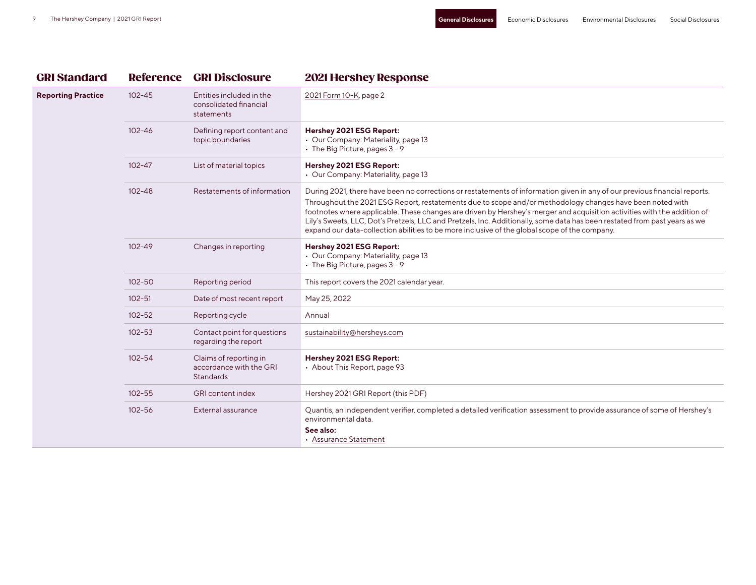| GRI Standard | Reference | GRI Disclosure | 2021 Hershey Response |
|---|---|---|---|
| **Reporting Practice** | 102-45 | Entities included in the consolidated financial statements | 2021 Form 10-K, page 2 |
| | 102-46 | Defining report content and topic boundaries | **Hershey 2021 ESG Report:**<br>• Our Company: Materiality, page 13<br>• The Big Picture, pages 3 – 9 |
| | 102-47 | List of material topics | **Hershey 2021 ESG Report:**<br>• Our Company: Materiality, page 13 |
| | 102-48 | Restatements of information | During 2021, there have been no corrections or restatements of information given in any of our previous financial reports.<br>Throughout the 2021 ESG Report, restatements due to scope and/or methodology changes have been noted with footnotes where applicable. These changes are driven by Hershey's merger and acquisition activities with the addition of Lily's Sweets, LLC, Dot's Pretzels, LLC and Pretzels, Inc. Additionally, some data has been restated from past years as we expand our data-collection abilities to be more inclusive of the global scope of the company. |
| | 102-49 | Changes in reporting | **Hershey 2021 ESG Report:**<br>• Our Company: Materiality, page 13<br>• The Big Picture, pages 3 – 9 |
| | 102-50 | Reporting period | This report covers the 2021 calendar year. |
| | 102-51 | Date of most recent report | May 25, 2022 |
| | 102-52 | Reporting cycle | Annual |
| | 102-53 | Contact point for questions regarding the report | sustainability@hersheys.com |
| | 102-54 | Claims of reporting in accordance with the GRI Standards | **Hershey 2021 ESG Report:**<br>• About This Report, page 93 |
| | 102-55 | GRI content index | Hershey 2021 GRI Report (this PDF) |
| | 102-56 | External assurance | Quantis, an independent verifier, completed a detailed verification assessment to provide assurance of some of Hershey's environmental data.<br>**See also:**<br>• Assurance Statement |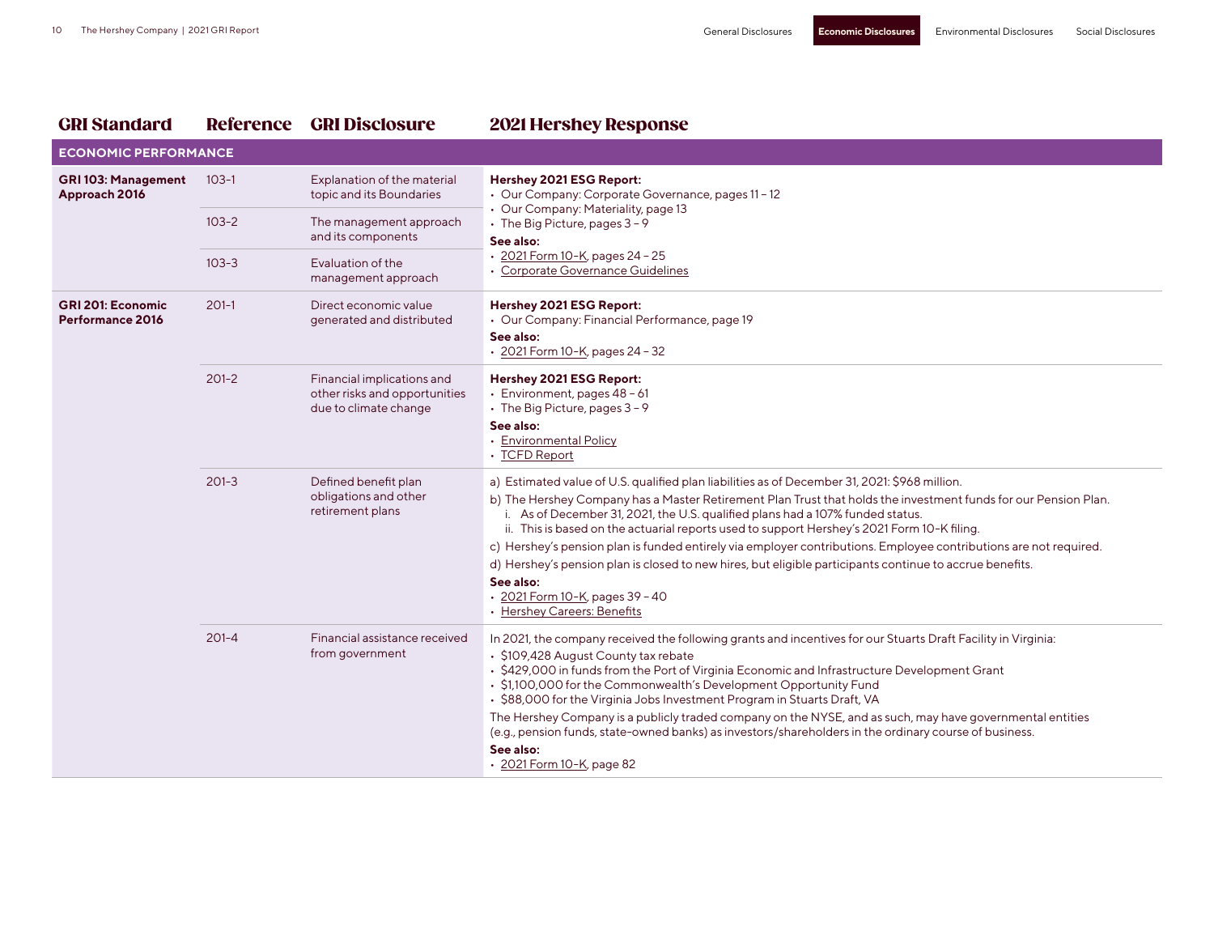| GRI Standard | Reference | GRI Disclosure | 2021 Hershey Response |
|---|---|---|---|
| **ECONOMIC PERFORMANCE** | | | |
| **GRI 103: Management Approach 2016** | 103-1 | Explanation of the material topic and its Boundaries | **Hershey 2021 ESG Report:**<br>• Our Company: Corporate Governance, pages 11 – 12<br>• Our Company: Materiality, page 13<br>• The Big Picture, pages 3 – 9<br>**See also:**<br>• 2021 Form 10-K, pages 24 – 25<br>• Corporate Governance Guidelines |
| | 103-2 | The management approach and its components | |
| | 103-3 | Evaluation of the management approach | |
| **GRI 201: Economic Performance 2016** | 201-1 | Direct economic value generated and distributed | **Hershey 2021 ESG Report:**<br>• Our Company: Financial Performance, page 19<br>**See also:**<br>• 2021 Form 10-K, pages 24 – 32 |
| | 201-2 | Financial implications and other risks and opportunities due to climate change | **Hershey 2021 ESG Report:**<br>• Environment, pages 48 – 61<br>• The Big Picture, pages 3 – 9<br>**See also:**<br>• Environmental Policy<br>• TCFD Report |
| | 201-3 | Defined benefit plan obligations and other retirement plans | a) Estimated value of U.S. qualified plan liabilities as of December 31, 2021: $968 million.<br>b) The Hershey Company has a Master Retirement Plan Trust that holds the investment funds for our Pension Plan.<br>i. As of December 31, 2021, the U.S. qualified plans had a 107% funded status.<br>ii. This is based on the actuarial reports used to support Hershey's 2021 Form 10-K filing.<br>c) Hershey's pension plan is funded entirely via employer contributions. Employee contributions are not required.<br>d) Hershey's pension plan is closed to new hires, but eligible participants continue to accrue benefits.<br>**See also:**<br>• 2021 Form 10-K, pages 39 – 40<br>• Hershey Careers: Benefits |
| | 201-4 | Financial assistance received from government | In 2021, the company received the following grants and incentives for our Stuarts Draft Facility in Virginia:<br>• $109,428 August County tax rebate<br>• $429,000 in funds from the Port of Virginia Economic and Infrastructure Development Grant<br>• $1,100,000 for the Commonwealth's Development Opportunity Fund<br>• $88,000 for the Virginia Jobs Investment Program in Stuarts Draft, VA<br>The Hershey Company is a publicly traded company on the NYSE, and as such, may have governmental entities (e.g., pension funds, state-owned banks) as investors/shareholders in the ordinary course of business.<br>**See also:**<br>• 2021 Form 10-K, page 82 |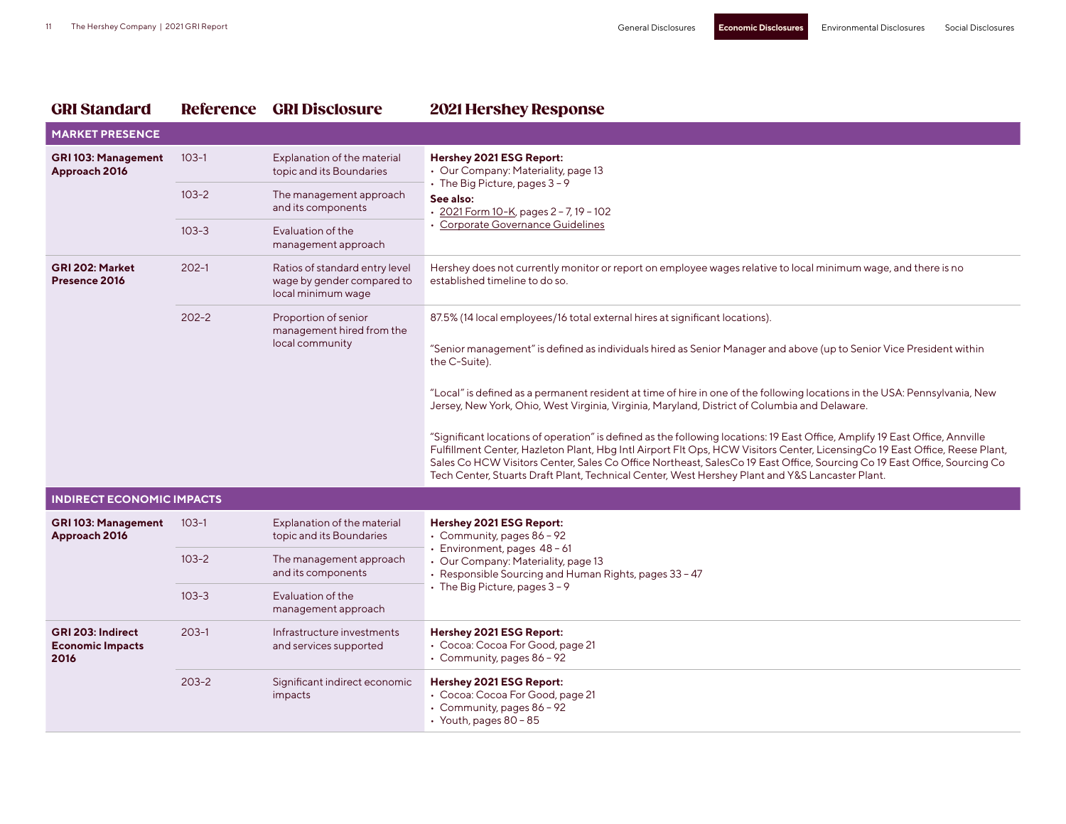| GRI Standard | Reference | GRI Disclosure | 2021 Hershey Response |
|---|---|---|---|
| **MARKET PRESENCE** | | | |
| **GRI 103: Management Approach 2016** | 103-1 | Explanation of the material topic and its Boundaries | **Hershey 2021 ESG Report:**<br>• Our Company: Materiality, page 13<br>• The Big Picture, pages 3 – 9<br>**See also:**<br>• 2021 Form 10-K, pages 2 – 7, 19 – 102<br>• Corporate Governance Guidelines |
| | 103-2 | The management approach and its components | |
| | 103-3 | Evaluation of the management approach | |
| **GRI 202: Market Presence 2016** | 202-1 | Ratios of standard entry level wage by gender compared to local minimum wage | Hershey does not currently monitor or report on employee wages relative to local minimum wage, and there is no established timeline to do so. |
| | 202-2 | Proportion of senior management hired from the local community | 87.5% (14 local employees/16 total external hires at significant locations).<br><br>"Senior management" is defined as individuals hired as Senior Manager and above (up to Senior Vice President within the C-Suite).<br><br>"Local" is defined as a permanent resident at time of hire in one of the following locations in the USA: Pennsylvania, New Jersey, New York, Ohio, West Virginia, Virginia, Maryland, District of Columbia and Delaware.<br><br>"Significant locations of operation" is defined as the following locations: 19 East Office, Amplify 19 East Office, Annville Fulfillment Center, Hazleton Plant, Hbg Intl Airport Flt Ops, HCW Visitors Center, LicensingCo 19 East Office, Reese Plant, Sales Co HCW Visitors Center, Sales Co Office Northeast, SalesCo 19 East Office, Sourcing Co 19 East Office, Sourcing Co Tech Center, Stuarts Draft Plant, Technical Center, West Hershey Plant and Y&S Lancaster Plant. |
| **INDIRECT ECONOMIC IMPACTS** | | | |
| **GRI 103: Management Approach 2016** | 103-1 | Explanation of the material topic and its Boundaries | **Hershey 2021 ESG Report:**<br>• Community, pages 86 – 92<br>• Environment, pages 48 – 61<br>• Our Company: Materiality, page 13<br>• Responsible Sourcing and Human Rights, pages 33 – 47<br>• The Big Picture, pages 3 – 9 |
| | 103-2 | The management approach and its components | |
| | 103-3 | Evaluation of the management approach | |
| **GRI 203: Indirect Economic Impacts 2016** | 203-1 | Infrastructure investments and services supported | **Hershey 2021 ESG Report:**<br>• Cocoa: Cocoa For Good, page 21<br>• Community, pages 86 – 92 |
| | 203-2 | Significant indirect economic impacts | **Hershey 2021 ESG Report:**<br>• Cocoa: Cocoa For Good, page 21<br>• Community, pages 86 – 92<br>• Youth, pages 80 – 85 |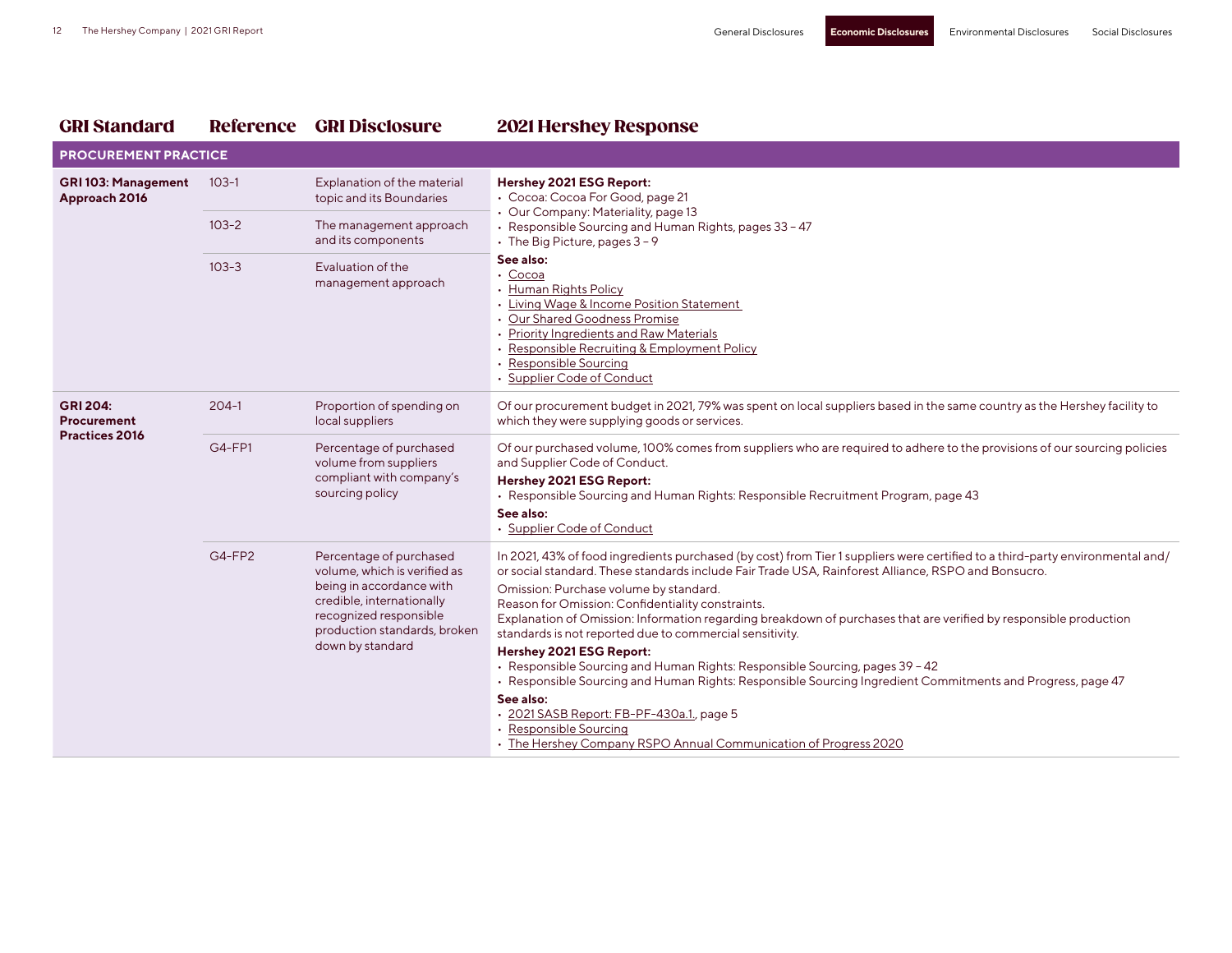| GRI Standard | Reference | GRI Disclosure | 2021 Hershey Response |
|---|---|---|---|
| **PROCUREMENT PRACTICE** | | | |
| **GRI 103: Management Approach 2016** | 103-1 | Explanation of the material topic and its Boundaries | **Hershey 2021 ESG Report:**<br>• Cocoa: Cocoa For Good, page 21<br>• Our Company: Materiality, page 13<br>• Responsible Sourcing and Human Rights, pages 33 – 47<br>• The Big Picture, pages 3 – 9<br>**See also:**<br>• Cocoa<br>• Human Rights Policy<br>• Living Wage & Income Position Statement<br>• Our Shared Goodness Promise<br>• Priority Ingredients and Raw Materials<br>• Responsible Recruiting & Employment Policy<br>• Responsible Sourcing<br>• Supplier Code of Conduct |
| | 103-2 | The management approach and its components | |
| | 103-3 | Evaluation of the management approach | |
| **GRI 204: Procurement Practices 2016** | 204-1 | Proportion of spending on local suppliers | Of our procurement budget in 2021, 79% was spent on local suppliers based in the same country as the Hershey facility to which they were supplying goods or services. |
| | G4-FP1 | Percentage of purchased volume from suppliers compliant with company's sourcing policy | Of our purchased volume, 100% comes from suppliers who are required to adhere to the provisions of our sourcing policies and Supplier Code of Conduct.<br>**Hershey 2021 ESG Report:**<br>• Responsible Sourcing and Human Rights: Responsible Recruitment Program, page 43<br>**See also:**<br>• Supplier Code of Conduct |
| | G4-FP2 | Percentage of purchased volume, which is verified as being in accordance with credible, internationally recognized responsible production standards, broken down by standard | In 2021, 43% of food ingredients purchased (by cost) from Tier 1 suppliers were certified to a third-party environmental and/or social standard. These standards include Fair Trade USA, Rainforest Alliance, RSPO and Bonsucro.<br>Omission: Purchase volume by standard.<br>Reason for Omission: Confidentiality constraints.<br>Explanation of Omission: Information regarding breakdown of purchases that are verified by responsible production standards is not reported due to commercial sensitivity.<br>**Hershey 2021 ESG Report:**<br>• Responsible Sourcing and Human Rights: Responsible Sourcing, pages 39 – 42<br>• Responsible Sourcing and Human Rights: Responsible Sourcing Ingredient Commitments and Progress, page 47<br>**See also:**<br>• 2021 SASB Report: FB-PF-430a.1., page 5<br>• Responsible Sourcing<br>• The Hershey Company RSPO Annual Communication of Progress 2020 |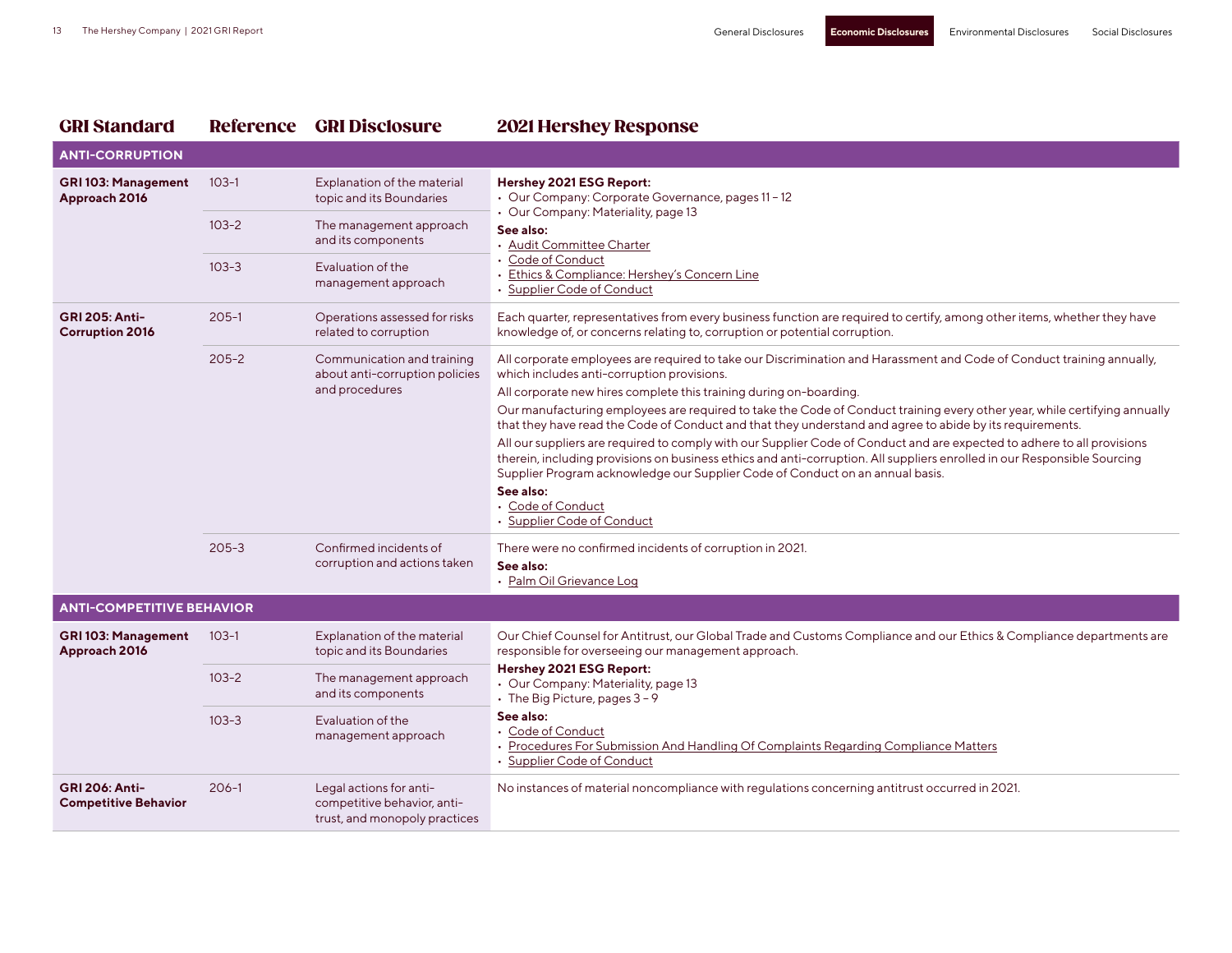| GRI Standard | Reference | GRI Disclosure | 2021 Hershey Response |
|---|---|---|---|
| **ANTI-CORRUPTION** | | | |
| **GRI 103: Management Approach 2016** | 103-1 | Explanation of the material topic and its Boundaries | **Hershey 2021 ESG Report:**<br>• Our Company: Corporate Governance, pages 11 – 12<br>• Our Company: Materiality, page 13<br>**See also:**<br>• Audit Committee Charter<br>• Code of Conduct<br>• Ethics & Compliance: Hershey's Concern Line<br>• Supplier Code of Conduct |
| | 103-2 | The management approach and its components | |
| | 103-3 | Evaluation of the management approach | |
| **GRI 205: Anti-Corruption 2016** | 205-1 | Operations assessed for risks related to corruption | Each quarter, representatives from every business function are required to certify, among other items, whether they have knowledge of, or concerns relating to, corruption or potential corruption. |
| | 205-2 | Communication and training about anti-corruption policies and procedures | All corporate employees are required to take our Discrimination and Harassment and Code of Conduct training annually, which includes anti-corruption provisions.<br>All corporate new hires complete this training during on-boarding.<br>Our manufacturing employees are required to take the Code of Conduct training every other year, while certifying annually that they have read the Code of Conduct and that they understand and agree to abide by its requirements.<br>All our suppliers are required to comply with our Supplier Code of Conduct and are expected to adhere to all provisions therein, including provisions on business ethics and anti-corruption. All suppliers enrolled in our Responsible Sourcing Supplier Program acknowledge our Supplier Code of Conduct on an annual basis.<br>**See also:**<br>• Code of Conduct<br>• Supplier Code of Conduct |
| | 205-3 | Confirmed incidents of corruption and actions taken | There were no confirmed incidents of corruption in 2021.<br>**See also:**<br>• Palm Oil Grievance Log |
| **ANTI-COMPETITIVE BEHAVIOR** | | | |
| **GRI 103: Management Approach 2016** | 103-1 | Explanation of the material topic and its Boundaries | Our Chief Counsel for Antitrust, our Global Trade and Customs Compliance and our Ethics & Compliance departments are responsible for overseeing our management approach.<br>**Hershey 2021 ESG Report:**<br>• Our Company: Materiality, page 13<br>• The Big Picture, pages 3 – 9<br>**See also:**<br>• Code of Conduct<br>• Procedures For Submission And Handling Of Complaints Regarding Compliance Matters<br>• Supplier Code of Conduct |
| | 103-2 | The management approach and its components | |
| | 103-3 | Evaluation of the management approach | |
| **GRI 206: Anti-Competitive Behavior** | 206-1 | Legal actions for anti-competitive behavior, anti-trust, and monopoly practices | No instances of material noncompliance with regulations concerning antitrust occurred in 2021. |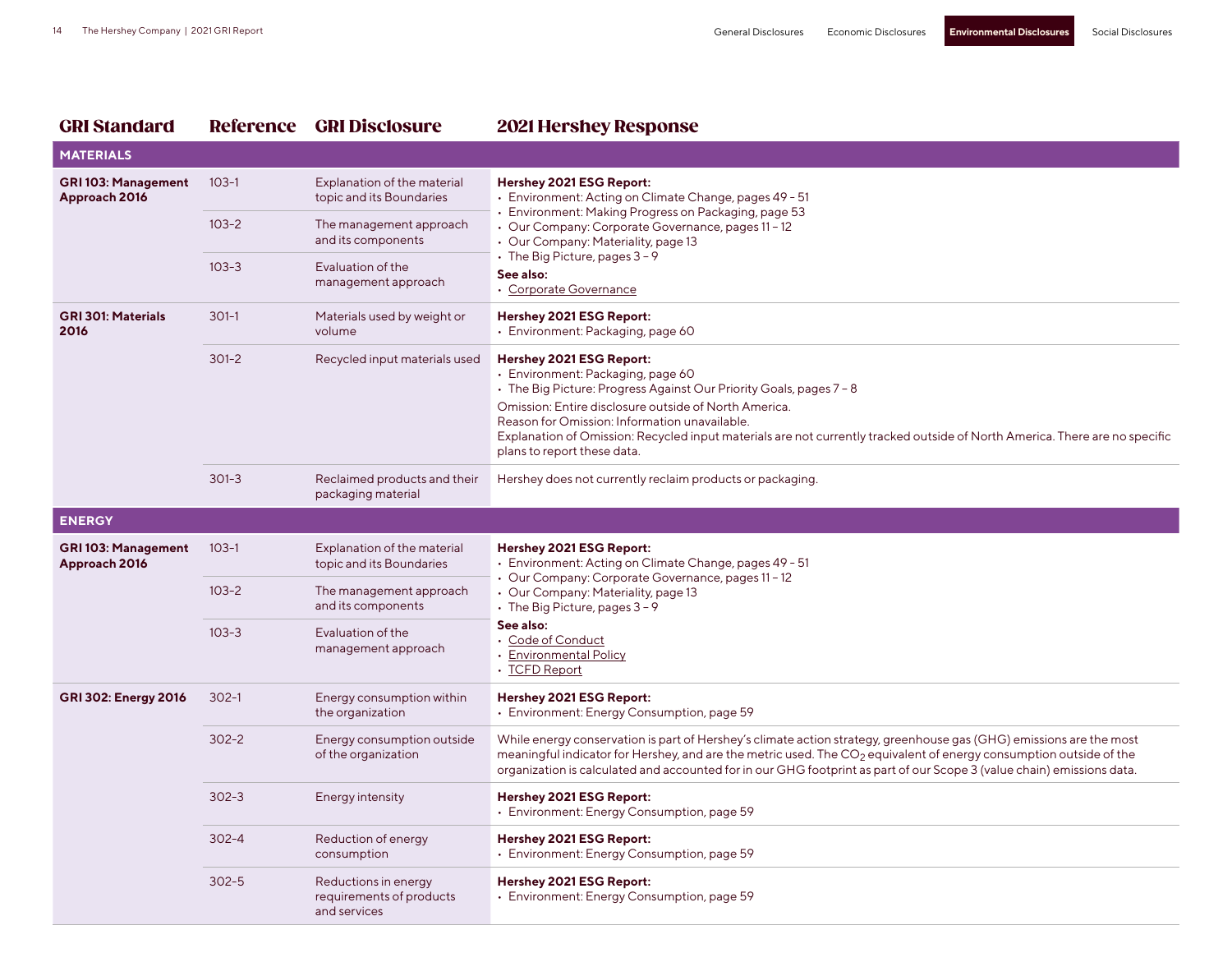| GRI Standard | Reference | GRI Disclosure | 2021 Hershey Response |
|---|---|---|---|
| **MATERIALS** | | | |
| **GRI 103: Management Approach 2016** | 103-1 | Explanation of the material topic and its Boundaries | **Hershey 2021 ESG Report:**<br>• Environment: Acting on Climate Change, pages 49 - 51<br>• Environment: Making Progress on Packaging, page 53<br>• Our Company: Corporate Governance, pages 11 – 12<br>• Our Company: Materiality, page 13<br>• The Big Picture, pages 3 – 9<br>**See also:**<br>• Corporate Governance |
| | 103-2 | The management approach and its components | |
| | 103-3 | Evaluation of the management approach | |
| **GRI 301: Materials 2016** | 301-1 | Materials used by weight or volume | **Hershey 2021 ESG Report:**<br>• Environment: Packaging, page 60 |
| | 301-2 | Recycled input materials used | **Hershey 2021 ESG Report:**<br>• Environment: Packaging, page 60<br>• The Big Picture: Progress Against Our Priority Goals, pages 7 – 8<br>Omission: Entire disclosure outside of North America.<br>Reason for Omission: Information unavailable.<br>Explanation of Omission: Recycled input materials are not currently tracked outside of North America. There are no specific plans to report these data. |
| | 301-3 | Reclaimed products and their packaging material | Hershey does not currently reclaim products or packaging. |
| **ENERGY** | | | |
| **GRI 103: Management Approach 2016** | 103-1 | Explanation of the material topic and its Boundaries | **Hershey 2021 ESG Report:**<br>• Environment: Acting on Climate Change, pages 49 - 51<br>• Our Company: Corporate Governance, pages 11 – 12<br>• Our Company: Materiality, page 13<br>• The Big Picture, pages 3 – 9<br>**See also:**<br>• Code of Conduct<br>• Environmental Policy<br>• TCFD Report |
| | 103-2 | The management approach and its components | |
| | 103-3 | Evaluation of the management approach | |
| **GRI 302: Energy 2016** | 302-1 | Energy consumption within the organization | **Hershey 2021 ESG Report:**<br>• Environment: Energy Consumption, page 59 |
| | 302-2 | Energy consumption outside of the organization | While energy conservation is part of Hershey's climate action strategy, greenhouse gas (GHG) emissions are the most meaningful indicator for Hershey, and are the metric used. The $CO_2$ equivalent of energy consumption outside of the organization is calculated and accounted for in our GHG footprint as part of our Scope 3 (value chain) emissions data. |
| | 302-3 | Energy intensity | **Hershey 2021 ESG Report:**<br>• Environment: Energy Consumption, page 59 |
| | 302-4 | Reduction of energy consumption | **Hershey 2021 ESG Report:**<br>• Environment: Energy Consumption, page 59 |
| | 302-5 | Reductions in energy requirements of products and services | **Hershey 2021 ESG Report:**<br>• Environment: Energy Consumption, page 59 |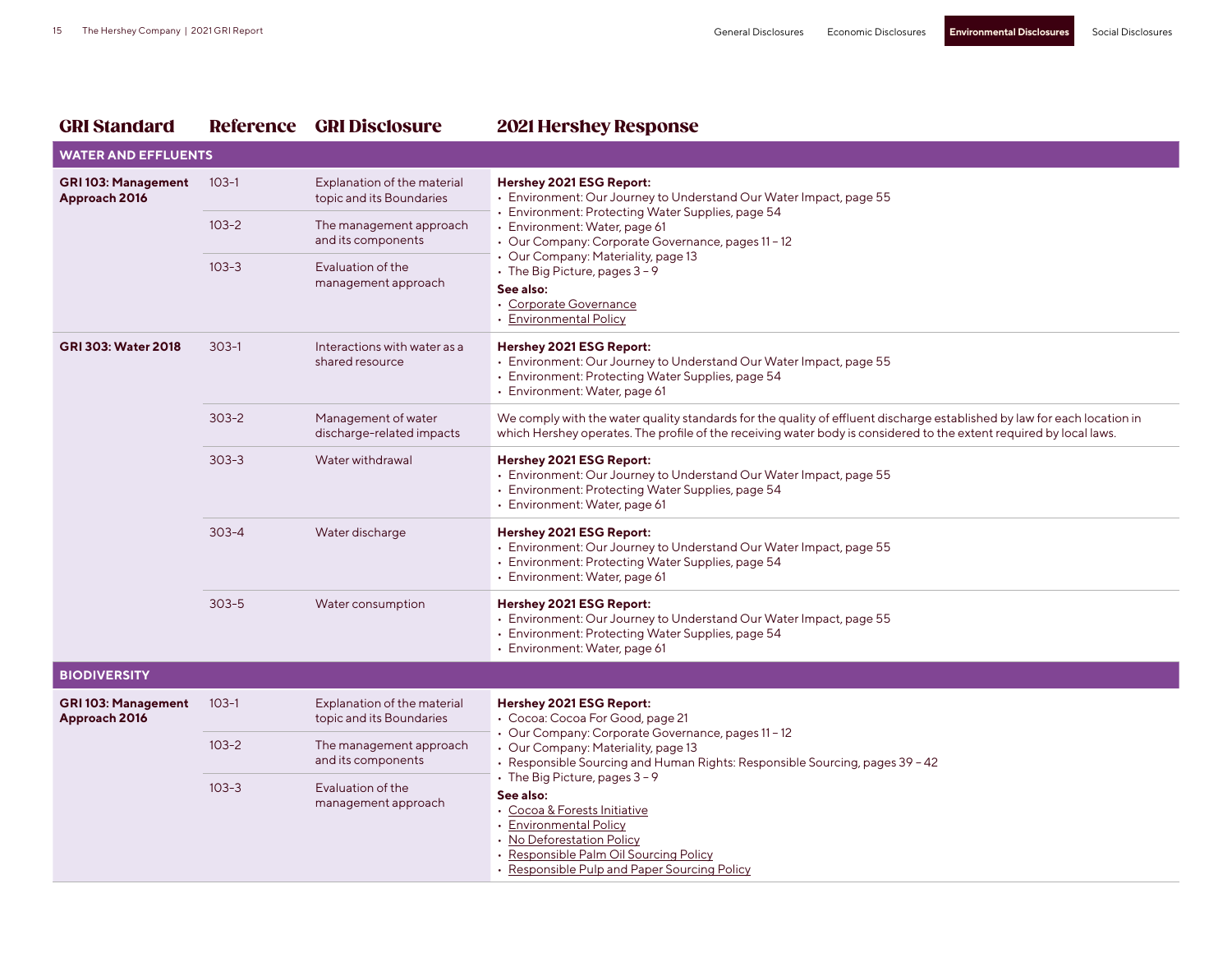| GRI Standard | Reference | GRI Disclosure | 2021 Hershey Response |
|---|---|---|---|
| **WATER AND EFFLUENTS** | | | |
| **GRI 103: Management Approach 2016** | 103-1 | Explanation of the material topic and its Boundaries | **Hershey 2021 ESG Report:**<br>• Environment: Our Journey to Understand Our Water Impact, page 55<br>• Environment: Protecting Water Supplies, page 54<br>• Environment: Water, page 61<br>• Our Company: Corporate Governance, pages 11 – 12<br>• Our Company: Materiality, page 13<br>• The Big Picture, pages 3 – 9<br>**See also:**<br>• Corporate Governance<br>• Environmental Policy |
| | 103-2 | The management approach and its components | |
| | 103-3 | Evaluation of the management approach | |
| **GRI 303: Water 2018** | 303-1 | Interactions with water as a shared resource | **Hershey 2021 ESG Report:**<br>• Environment: Our Journey to Understand Our Water Impact, page 55<br>• Environment: Protecting Water Supplies, page 54<br>• Environment: Water, page 61 |
| | 303-2 | Management of water discharge-related impacts | We comply with the water quality standards for the quality of effluent discharge established by law for each location in which Hershey operates. The profile of the receiving water body is considered to the extent required by local laws. |
| | 303-3 | Water withdrawal | **Hershey 2021 ESG Report:**<br>• Environment: Our Journey to Understand Our Water Impact, page 55<br>• Environment: Protecting Water Supplies, page 54<br>• Environment: Water, page 61 |
| | 303-4 | Water discharge | **Hershey 2021 ESG Report:**<br>• Environment: Our Journey to Understand Our Water Impact, page 55<br>• Environment: Protecting Water Supplies, page 54<br>• Environment: Water, page 61 |
| | 303-5 | Water consumption | **Hershey 2021 ESG Report:**<br>• Environment: Our Journey to Understand Our Water Impact, page 55<br>• Environment: Protecting Water Supplies, page 54<br>• Environment: Water, page 61 |
| **BIODIVERSITY** | | | |
| **GRI 103: Management Approach 2016** | 103-1 | Explanation of the material topic and its Boundaries | **Hershey 2021 ESG Report:**<br>• Cocoa: Cocoa For Good, page 21<br>• Our Company: Corporate Governance, pages 11 – 12<br>• Our Company: Materiality, page 13<br>• Responsible Sourcing and Human Rights: Responsible Sourcing, pages 39 – 42<br>• The Big Picture, pages 3 – 9<br>**See also:**<br>• Cocoa & Forests Initiative<br>• Environmental Policy<br>• No Deforestation Policy<br>• Responsible Palm Oil Sourcing Policy<br>• Responsible Pulp and Paper Sourcing Policy |
| | 103-2 | The management approach and its components | |
| | 103-3 | Evaluation of the management approach | |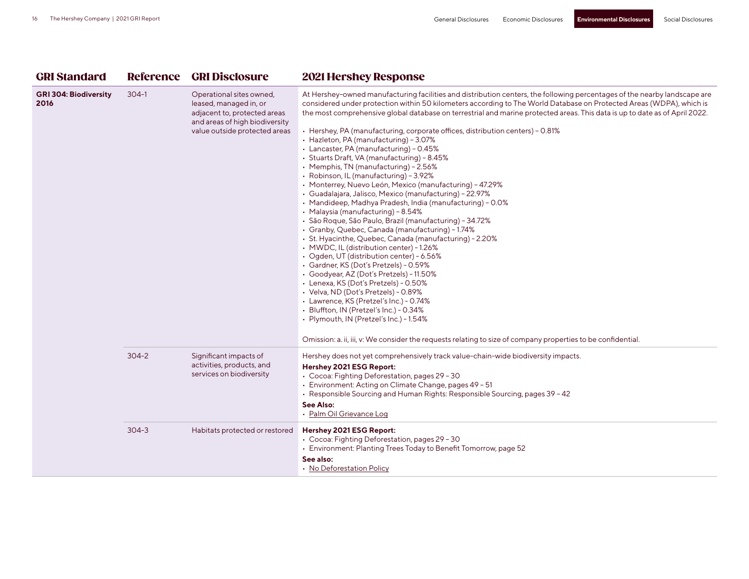| GRI Standard | Reference | GRI Disclosure | 2021 Hershey Response |
|---|---|---|---|
| **GRI 304: Biodiversity 2016** | 304-1 | Operational sites owned, leased, managed in, or adjacent to, protected areas and areas of high biodiversity value outside protected areas | At Hershey-owned manufacturing facilities and distribution centers, the following percentages of the nearby landscape are considered under protection within 50 kilometers according to The World Database on Protected Areas (WDPA), which is the most comprehensive global database on terrestrial and marine protected areas. This data is up to date as of April 2022.<br><br>• Hershey, PA (manufacturing, corporate offices, distribution centers) – 0.81%<br>• Hazleton, PA (manufacturing) – 3.07%<br>• Lancaster, PA (manufacturing) – 0.45%<br>• Stuarts Draft, VA (manufacturing) – 8.45%<br>• Memphis, TN (manufacturing) – 2.56%<br>• Robinson, IL (manufacturing) – 3.92%<br>• Monterrey, Nuevo León, Mexico (manufacturing) – 47.29%<br>• Guadalajara, Jalisco, Mexico (manufacturing) – 22.97%<br>• Mandideep, Madhya Pradesh, India (manufacturing) – 0.0%<br>• Malaysia (manufacturing) – 8.54%<br>• São Roque, São Paulo, Brazil (manufacturing) – 34.72%<br>• Granby, Quebec, Canada (manufacturing) – 1.74%<br>• St. Hyacinthe, Quebec, Canada (manufacturing) – 2.20%<br>• MWDC, IL (distribution center) – 1.26%<br>• Ogden, UT (distribution center) – 6.56%<br>• Gardner, KS (Dot's Pretzels) – 0.59%<br>• Goodyear, AZ (Dot's Pretzels) – 11.50%<br>• Lenexa, KS (Dot's Pretzels) – 0.50%<br>• Velva, ND (Dot's Pretzels) – 0.89%<br>• Lawrence, KS (Pretzel's Inc.) – 0.74%<br>• Bluffton, IN (Pretzel's Inc.) – 0.34%<br>• Plymouth, IN (Pretzel's Inc.) – 1.54%<br><br>Omission: a. ii, iii, v: We consider the requests relating to size of company properties to be confidential. |
| | 304-2 | Significant impacts of activities, products, and services on biodiversity | Hershey does not yet comprehensively track value-chain-wide biodiversity impacts.<br>**Hershey 2021 ESG Report:**<br>• Cocoa: Fighting Deforestation, pages 29 – 30<br>• Environment: Acting on Climate Change, pages 49 – 51<br>• Responsible Sourcing and Human Rights: Responsible Sourcing, pages 39 – 42<br>**See Also:**<br>• Palm Oil Grievance Log |
| | 304-3 | Habitats protected or restored | **Hershey 2021 ESG Report:**<br>• Cocoa: Fighting Deforestation, pages 29 – 30<br>• Environment: Planting Trees Today to Benefit Tomorrow, page 52<br>**See also:**<br>• No Deforestation Policy |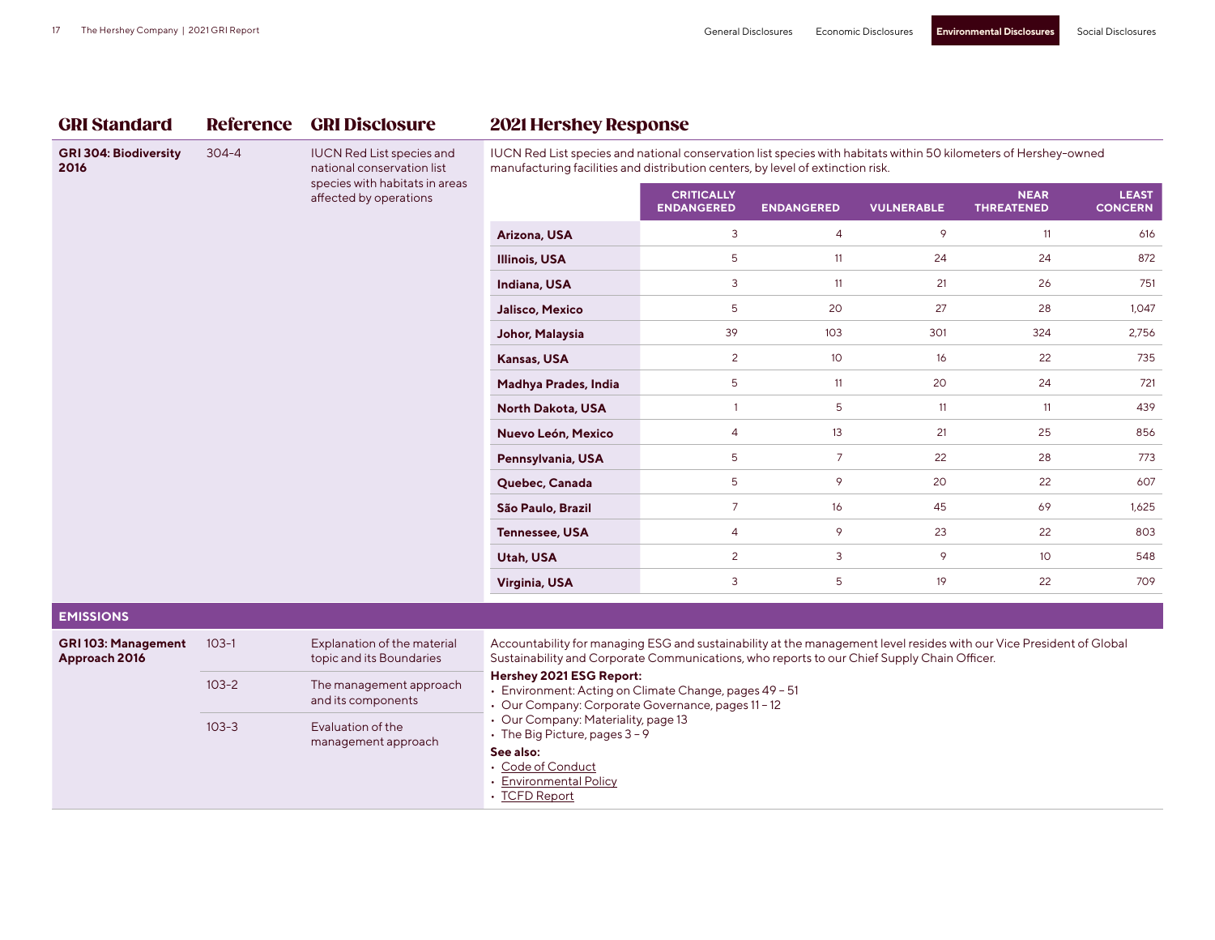| GRI Standard | Reference | GRI Disclosure | 2021 Hershey Response |
|---|---|---|---|
| **GRI 304: Biodiversity 2016** | 304-4 | IUCN Red List species and national conservation list species with habitats in areas affected by operations | IUCN Red List species and national conservation list species with habitats within 50 kilometers of Hershey-owned manufacturing facilities and distribution centers, by level of extinction risk. |

| | CRITICALLY ENDANGERED | ENDANGERED | VULNERABLE | NEAR THREATENED | LEAST CONCERN |
|---|---|---|---|---|---|
| **Arizona, USA** | 3 | 4 | 9 | 11 | 616 |
| **Illinois, USA** | 5 | 11 | 24 | 24 | 872 |
| **Indiana, USA** | 3 | 11 | 21 | 26 | 751 |
| **Jalisco, Mexico** | 5 | 20 | 27 | 28 | 1,047 |
| **Johor, Malaysia** | 39 | 103 | 301 | 324 | 2,756 |
| **Kansas, USA** | 2 | 10 | 16 | 22 | 735 |
| **Madhya Prades, India** | 5 | 11 | 20 | 24 | 721 |
| **North Dakota, USA** | 1 | 5 | 11 | 11 | 439 |
| **Nuevo León, Mexico** | 4 | 13 | 21 | 25 | 856 |
| **Pennsylvania, USA** | 5 | 7 | 22 | 28 | 773 |
| **Quebec, Canada** | 5 | 9 | 20 | 22 | 607 |
| **São Paulo, Brazil** | 7 | 16 | 45 | 69 | 1,625 |
| **Tennessee, USA** | 4 | 9 | 23 | 22 | 803 |
| **Utah, USA** | 2 | 3 | 9 | 10 | 548 |
| **Virginia, USA** | 3 | 5 | 19 | 22 | 709 |

## EMISSIONS

| GRI Standard | Reference | GRI Disclosure | 2021 Hershey Response |
|---|---|---|---|
| **GRI 103: Management Approach 2016** | 103-1 | Explanation of the material topic and its Boundaries | Accountability for managing ESG and sustainability at the management level resides with our Vice President of Global Sustainability and Corporate Communications, who reports to our Chief Supply Chain Officer.<br>**Hershey 2021 ESG Report:**<br>• Environment: Acting on Climate Change, pages 49 – 51<br>• Our Company: Corporate Governance, pages 11 – 12<br>• Our Company: Materiality, page 13<br>• The Big Picture, pages 3 – 9<br>**See also:**<br>• Code of Conduct<br>• Environmental Policy<br>• TCFD Report |
| | 103-2 | The management approach and its components | |
| | 103-3 | Evaluation of the management approach | |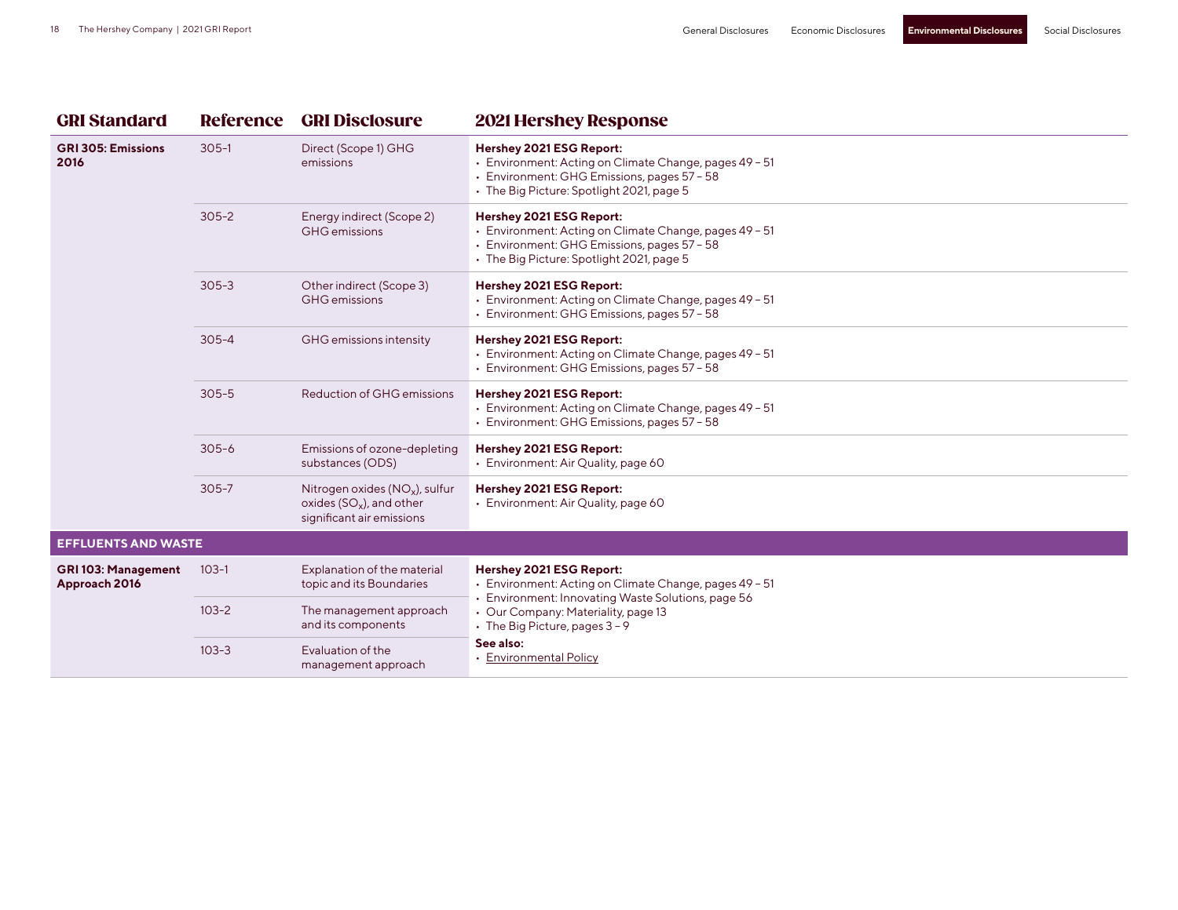| GRI Standard | Reference | GRI Disclosure | 2021 Hershey Response |
|---|---|---|---|
| **GRI 305: Emissions 2016** | 305-1 | Direct (Scope 1) GHG emissions | **Hershey 2021 ESG Report:**<br>• Environment: Acting on Climate Change, pages 49 – 51<br>• Environment: GHG Emissions, pages 57 – 58<br>• The Big Picture: Spotlight 2021, page 5 |
| | 305-2 | Energy indirect (Scope 2) GHG emissions | **Hershey 2021 ESG Report:**<br>• Environment: Acting on Climate Change, pages 49 – 51<br>• Environment: GHG Emissions, pages 57 – 58<br>• The Big Picture: Spotlight 2021, page 5 |
| | 305-3 | Other indirect (Scope 3) GHG emissions | **Hershey 2021 ESG Report:**<br>• Environment: Acting on Climate Change, pages 49 – 51<br>• Environment: GHG Emissions, pages 57 – 58 |
| | 305-4 | GHG emissions intensity | **Hershey 2021 ESG Report:**<br>• Environment: Acting on Climate Change, pages 49 – 51<br>• Environment: GHG Emissions, pages 57 – 58 |
| | 305-5 | Reduction of GHG emissions | **Hershey 2021 ESG Report:**<br>• Environment: Acting on Climate Change, pages 49 – 51<br>• Environment: GHG Emissions, pages 57 – 58 |
| | 305-6 | Emissions of ozone-depleting substances (ODS) | **Hershey 2021 ESG Report:**<br>• Environment: Air Quality, page 60 |
| | 305-7 | Nitrogen oxides ($NO_x$), sulfur oxides ($SO_x$), and other significant air emissions | **Hershey 2021 ESG Report:**<br>• Environment: Air Quality, page 60 |
| **EFFLUENTS AND WASTE** | | | |
| **GRI 103: Management Approach 2016** | 103-1 | Explanation of the material topic and its Boundaries | **Hershey 2021 ESG Report:**<br>• Environment: Acting on Climate Change, pages 49 – 51<br>• Environment: Innovating Waste Solutions, page 56<br>• Our Company: Materiality, page 13<br>• The Big Picture, pages 3 – 9<br>**See also:**<br>• Environmental Policy |
| | 103-2 | The management approach and its components | |
| | 103-3 | Evaluation of the management approach | |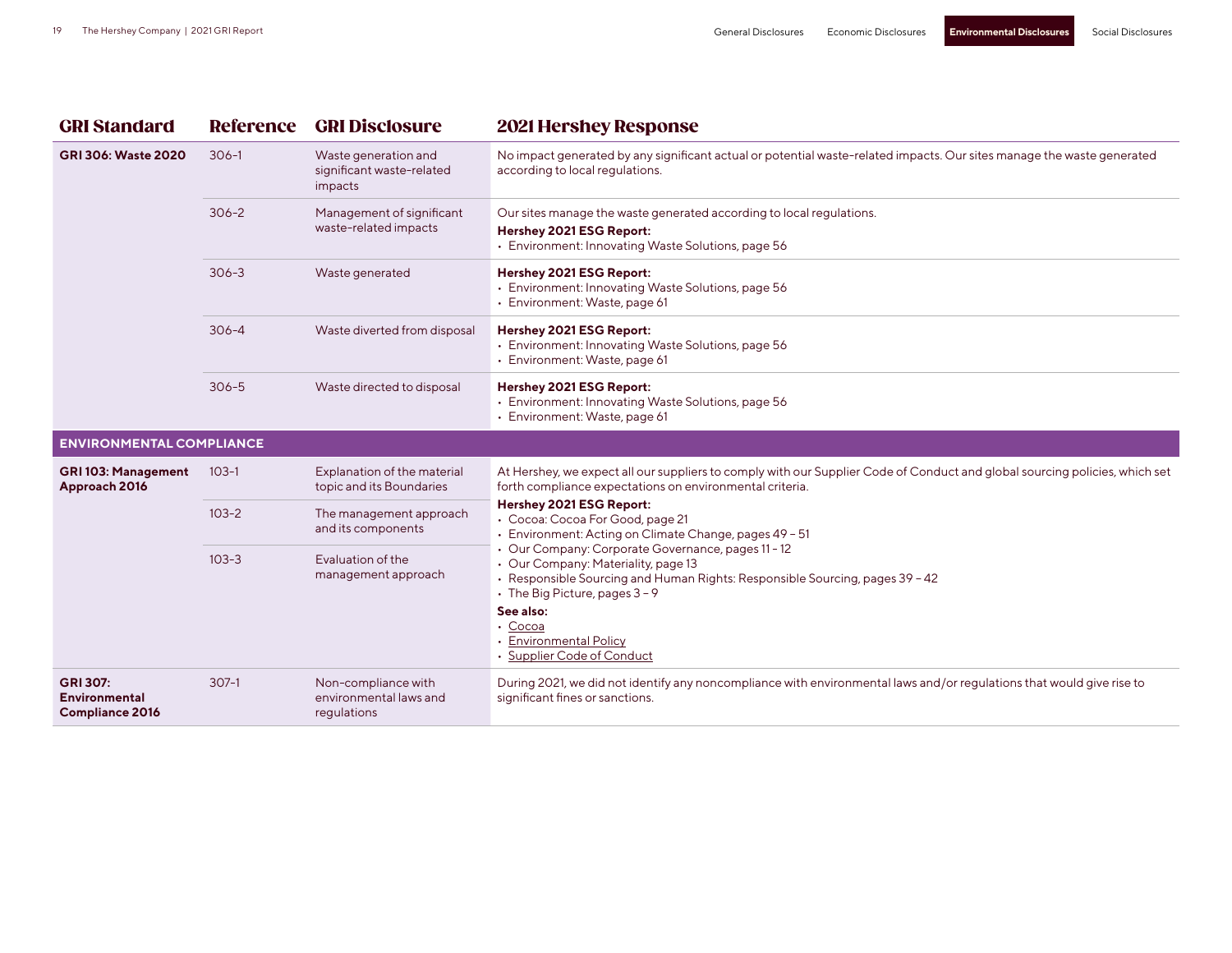| GRI Standard | Reference | GRI Disclosure | 2021 Hershey Response |
|---|---|---|---|
| **GRI 306: Waste 2020** | 306-1 | Waste generation and significant waste-related impacts | No impact generated by any significant actual or potential waste-related impacts. Our sites manage the waste generated according to local regulations. |
| | 306-2 | Management of significant waste-related impacts | Our sites manage the waste generated according to local regulations.<br>**Hershey 2021 ESG Report:**<br>• Environment: Innovating Waste Solutions, page 56 |
| | 306-3 | Waste generated | **Hershey 2021 ESG Report:**<br>• Environment: Innovating Waste Solutions, page 56<br>• Environment: Waste, page 61 |
| | 306-4 | Waste diverted from disposal | **Hershey 2021 ESG Report:**<br>• Environment: Innovating Waste Solutions, page 56<br>• Environment: Waste, page 61 |
| | 306-5 | Waste directed to disposal | **Hershey 2021 ESG Report:**<br>• Environment: Innovating Waste Solutions, page 56<br>• Environment: Waste, page 61 |
| **ENVIRONMENTAL COMPLIANCE** | | | |
| **GRI 103: Management Approach 2016** | 103-1 | Explanation of the material topic and its Boundaries | At Hershey, we expect all our suppliers to comply with our Supplier Code of Conduct and global sourcing policies, which set forth compliance expectations on environmental criteria.<br>**Hershey 2021 ESG Report:**<br>• Cocoa: Cocoa For Good, page 21<br>• Environment: Acting on Climate Change, pages 49 – 51<br>• Our Company: Corporate Governance, pages 11 - 12<br>• Our Company: Materiality, page 13<br>• Responsible Sourcing and Human Rights: Responsible Sourcing, pages 39 – 42<br>• The Big Picture, pages 3 – 9<br>**See also:**<br>• Cocoa<br>• Environmental Policy<br>• Supplier Code of Conduct |
| | 103-2 | The management approach and its components | |
| | 103-3 | Evaluation of the management approach | |
| **GRI 307: Environmental Compliance 2016** | 307-1 | Non-compliance with environmental laws and regulations | During 2021, we did not identify any noncompliance with environmental laws and/or regulations that would give rise to significant fines or sanctions. |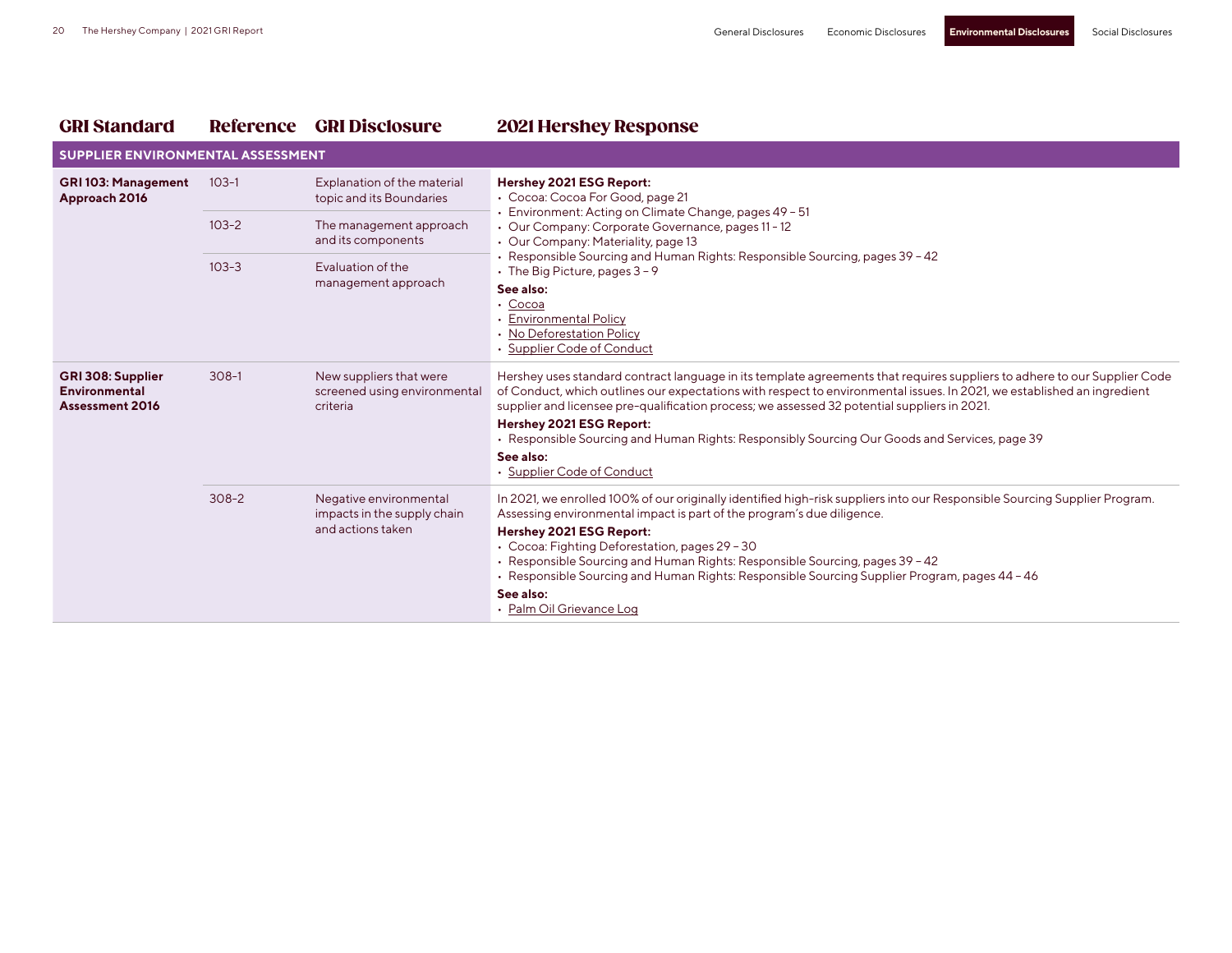| GRI Standard | Reference | GRI Disclosure | 2021 Hershey Response |
|---|---|---|---|
| **SUPPLIER ENVIRONMENTAL ASSESSMENT** | | | |
| **GRI 103: Management Approach 2016** | 103-1 | Explanation of the material topic and its Boundaries | **Hershey 2021 ESG Report:**<br>• Cocoa: Cocoa For Good, page 21<br>• Environment: Acting on Climate Change, pages 49 – 51<br>• Our Company: Corporate Governance, pages 11 – 12<br>• Our Company: Materiality, page 13<br>• Responsible Sourcing and Human Rights: Responsible Sourcing, pages 39 – 42<br>• The Big Picture, pages 3 – 9<br>**See also:**<br>• Cocoa<br>• Environmental Policy<br>• No Deforestation Policy<br>• Supplier Code of Conduct |
| | 103-2 | The management approach and its components | |
| | 103-3 | Evaluation of the management approach | |
| **GRI 308: Supplier Environmental Assessment 2016** | 308-1 | New suppliers that were screened using environmental criteria | Hershey uses standard contract language in its template agreements that requires suppliers to adhere to our Supplier Code of Conduct, which outlines our expectations with respect to environmental issues. In 2021, we established an ingredient supplier and licensee pre-qualification process; we assessed 32 potential suppliers in 2021.<br>**Hershey 2021 ESG Report:**<br>• Responsible Sourcing and Human Rights: Responsibly Sourcing Our Goods and Services, page 39<br>**See also:**<br>• Supplier Code of Conduct |
| | 308-2 | Negative environmental impacts in the supply chain and actions taken | In 2021, we enrolled 100% of our originally identified high-risk suppliers into our Responsible Sourcing Supplier Program. Assessing environmental impact is part of the program's due diligence.<br>**Hershey 2021 ESG Report:**<br>• Cocoa: Fighting Deforestation, pages 29 – 30<br>• Responsible Sourcing and Human Rights: Responsible Sourcing, pages 39 – 42<br>• Responsible Sourcing and Human Rights: Responsible Sourcing Supplier Program, pages 44 – 46<br>**See also:**<br>• Palm Oil Grievance Log |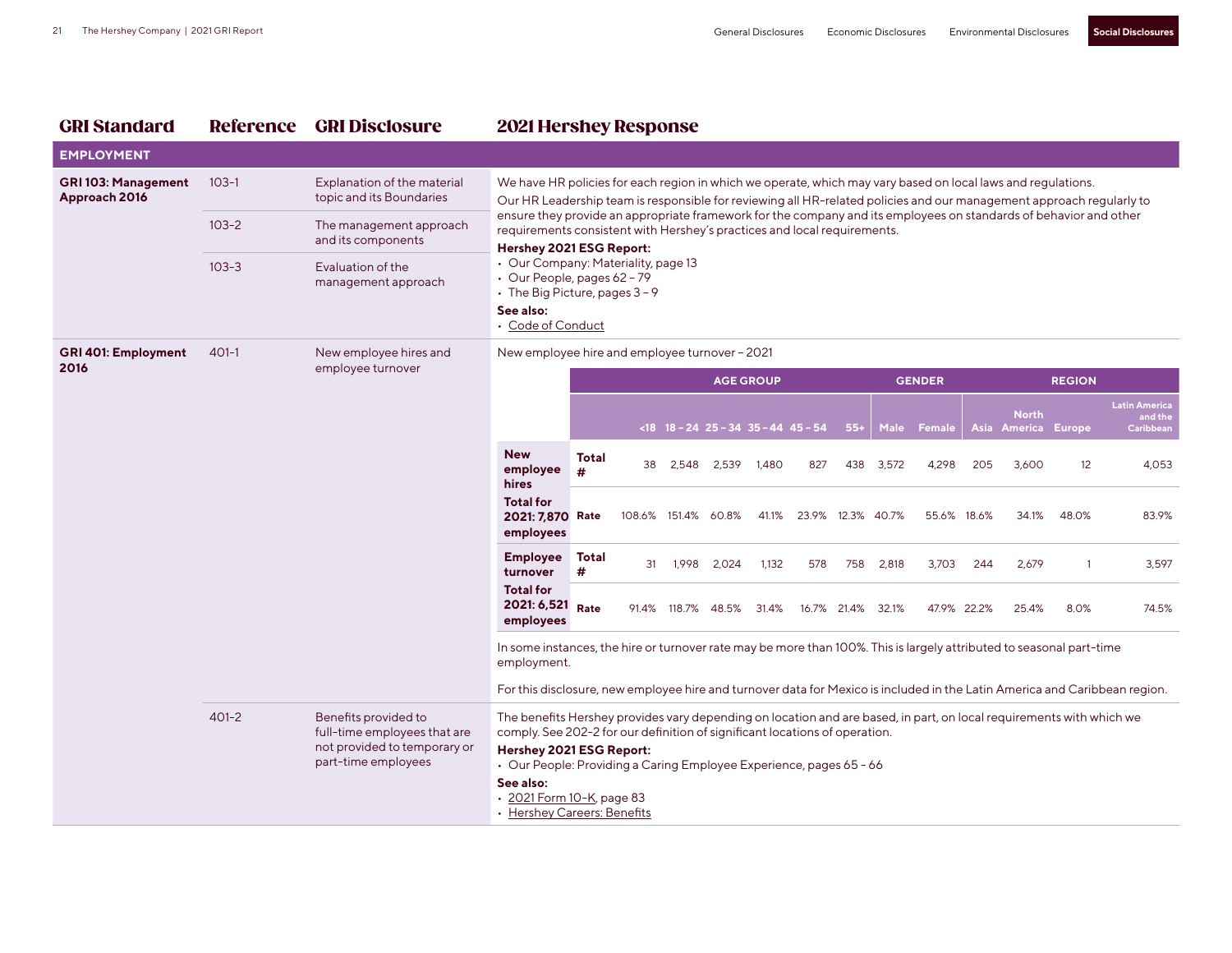| GRI Standard | Reference | GRI Disclosure | 2021 Hershey Response |
|---|---|---|---|
| **EMPLOYMENT** | | | |
| **GRI 103: Management Approach 2016** | 103-1 | Explanation of the material topic and its Boundaries | We have HR policies for each region in which we operate, which may vary based on local laws and regulations. Our HR Leadership team is responsible for reviewing all HR-related policies and our management approach regularly to ensure they provide an appropriate framework for the company and its employees on standards of behavior and other requirements consistent with Hershey's practices and local requirements. **Hershey 2021 ESG Report:** • Our Company: Materiality, page 13 • Our People, pages 62 – 79 • The Big Picture, pages 3 – 9 **See also:** • Code of Conduct |
| | 103-2 | The management approach and its components | |
| | 103-3 | Evaluation of the management approach | |
| **GRI 401: Employment 2016** | 401-1 | New employee hires and employee turnover | New employee hire and employee turnover – 2021 (see table below) In some instances, the hire or turnover rate may be more than 100%. This is largely attributed to seasonal part-time employment. For this disclosure, new employee hire and turnover data for Mexico is included in the Latin America and Caribbean region. |
| | 401-2 | Benefits provided to full-time employees that are not provided to temporary or part-time employees | The benefits Hershey provides vary depending on location and are based, in part, on local requirements with which we comply. See 202-2 for our definition of significant locations of operation. **Hershey 2021 ESG Report:** • Our People: Providing a Caring Employee Experience, pages 65 - 66 **See also:** • 2021 Form 10-K, page 83 • Hershey Careers: Benefits |

New employee hire and employee turnover – 2021

| | | AGE GROUP | | | | | | GENDER | | REGION | | | |
|---|---|---|---|---|---|---|---|---|---|---|---|---|---|
| | | <18 | 18 – 24 | 25 – 34 | 35 – 44 | 45 – 54 | 55+ | Male | Female | Asia | North America | Europe | Latin America and the Caribbean |
| **New employee hires Total for 2021: 7,870 employees** | **Total #** | 38 | 2,548 | 2,539 | 1,480 | 827 | 438 | 3,572 | 4,298 | 205 | 3,600 | 12 | 4,053 |
| | **Rate** | 108.6% | 151.4% | 60.8% | 41.1% | 23.9% | 12.3% | 40.7% | 55.6% | 18.6% | 34.1% | 48.0% | 83.9% |
| **Employee turnover Total for 2021: 6,521 employees** | **Total #** | 31 | 1,998 | 2,024 | 1,132 | 578 | 758 | 2,818 | 3,703 | 244 | 2,679 | 1 | 3,597 |
| | **Rate** | 91.4% | 118.7% | 48.5% | 31.4% | 16.7% | 21.4% | 32.1% | 47.9% | 22.2% | 25.4% | 8.0% | 74.5% |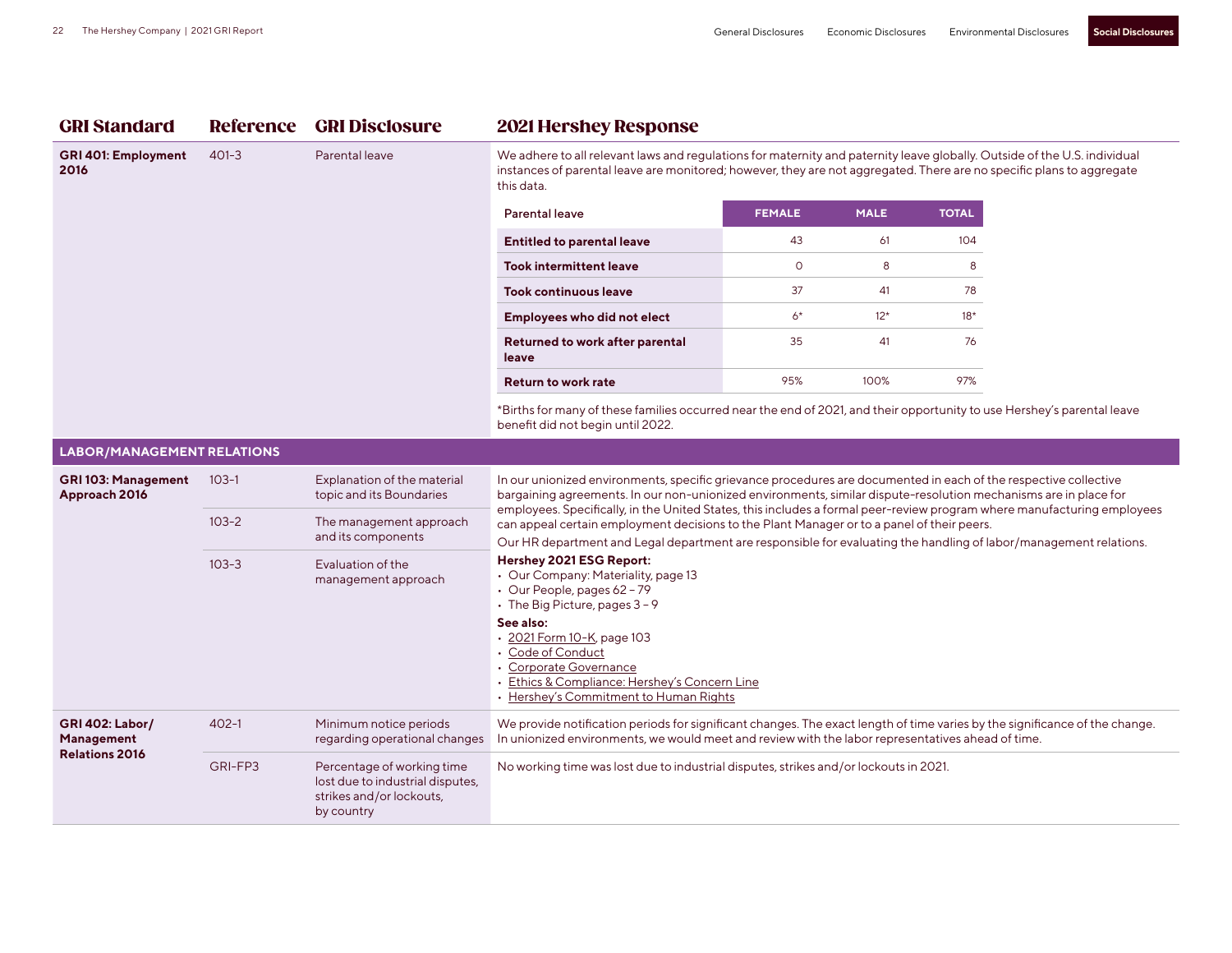| GRI Standard | Reference | GRI Disclosure | 2021 Hershey Response |
|---|---|---|---|
| **GRI 401: Employment 2016** | 401-3 | Parental leave | We adhere to all relevant laws and regulations for maternity and paternity leave globally. Outside of the U.S. individual instances of parental leave are monitored; however, they are not aggregated. There are no specific plans to aggregate this data. |

| Parental leave | FEMALE | MALE | TOTAL |
|---|---|---|---|
| **Entitled to parental leave** | 43 | 61 | 104 |
| **Took intermittent leave** | 0 | 8 | 8 |
| **Took continuous leave** | 37 | 41 | 78 |
| **Employees who did not elect** | 6* | 12* | 18* |
| **Returned to work after parental leave** | 35 | 41 | 76 |
| **Return to work rate** | 95% | 100% | 97% |

*Births for many of these families occurred near the end of 2021, and their opportunity to use Hershey's parental leave benefit did not begin until 2022.

## LABOR/MANAGEMENT RELATIONS

| GRI Standard | Reference | GRI Disclosure | 2021 Hershey Response |
|---|---|---|---|
| **GRI 103: Management Approach 2016** | 103-1 | Explanation of the material topic and its Boundaries | In our unionized environments, specific grievance procedures are documented in each of the respective collective bargaining agreements. In our non-unionized environments, similar dispute-resolution mechanisms are in place for employees. Specifically, in the United States, this includes a formal peer-review program where manufacturing employees can appeal certain employment decisions to the Plant Manager or to a panel of their peers.<br>Our HR department and Legal department are responsible for evaluating the handling of labor/management relations.<br>**Hershey 2021 ESG Report:**<br>• Our Company: Materiality, page 13<br>• Our People, pages 62 – 79<br>• The Big Picture, pages 3 – 9<br>**See also:**<br>• 2021 Form 10-K, page 103<br>• Code of Conduct<br>• Corporate Governance<br>• Ethics & Compliance: Hershey's Concern Line<br>• Hershey's Commitment to Human Rights |
| | 103-2 | The management approach and its components | |
| | 103-3 | Evaluation of the management approach | |
| **GRI 402: Labor/ Management Relations 2016** | 402-1 | Minimum notice periods regarding operational changes | We provide notification periods for significant changes. The exact length of time varies by the significance of the change. In unionized environments, we would meet and review with the labor representatives ahead of time. |
| | GRI-FP3 | Percentage of working time lost due to industrial disputes, strikes and/or lockouts, by country | No working time was lost due to industrial disputes, strikes and/or lockouts in 2021. |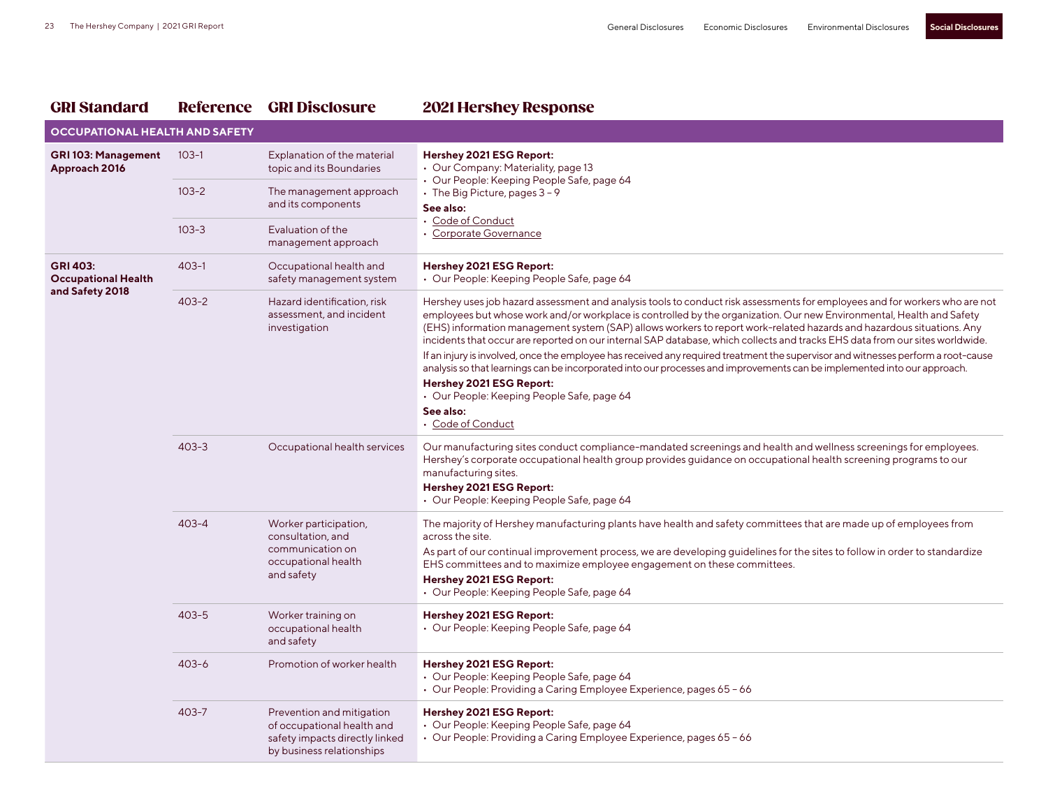| GRI Standard | Reference | GRI Disclosure | 2021 Hershey Response |
|---|---|---|---|
| **OCCUPATIONAL HEALTH AND SAFETY** | | | |
| **GRI 103: Management Approach 2016** | 103-1 | Explanation of the material topic and its Boundaries | **Hershey 2021 ESG Report:** • Our Company: Materiality, page 13 • Our People: Keeping People Safe, page 64 • The Big Picture, pages 3 – 9 **See also:** • Code of Conduct • Corporate Governance |
| | 103-2 | The management approach and its components | |
| | 103-3 | Evaluation of the management approach | |
| **GRI 403: Occupational Health and Safety 2018** | 403-1 | Occupational health and safety management system | **Hershey 2021 ESG Report:** • Our People: Keeping People Safe, page 64 |
| | 403-2 | Hazard identification, risk assessment, and incident investigation | Hershey uses job hazard assessment and analysis tools to conduct risk assessments for employees and for workers who are not employees but whose work and/or workplace is controlled by the organization. Our new Environmental, Health and Safety (EHS) information management system (SAP) allows workers to report work-related hazards and hazardous situations. Any incidents that occur are reported on our internal SAP database, which collects and tracks EHS data from our sites worldwide. If an injury is involved, once the employee has received any required treatment the supervisor and witnesses perform a root-cause analysis so that learnings can be incorporated into our processes and improvements can be implemented into our approach. **Hershey 2021 ESG Report:** • Our People: Keeping People Safe, page 64 **See also:** • Code of Conduct |
| | 403-3 | Occupational health services | Our manufacturing sites conduct compliance-mandated screenings and health and wellness screenings for employees. Hershey's corporate occupational health group provides guidance on occupational health screening programs to our manufacturing sites. **Hershey 2021 ESG Report:** • Our People: Keeping People Safe, page 64 |
| | 403-4 | Worker participation, consultation, and communication on occupational health and safety | The majority of Hershey manufacturing plants have health and safety committees that are made up of employees from across the site. As part of our continual improvement process, we are developing guidelines for the sites to follow in order to standardize EHS committees and to maximize employee engagement on these committees. **Hershey 2021 ESG Report:** • Our People: Keeping People Safe, page 64 |
| | 403-5 | Worker training on occupational health and safety | **Hershey 2021 ESG Report:** • Our People: Keeping People Safe, page 64 |
| | 403-6 | Promotion of worker health | **Hershey 2021 ESG Report:** • Our People: Keeping People Safe, page 64 • Our People: Providing a Caring Employee Experience, pages 65 – 66 |
| | 403-7 | Prevention and mitigation of occupational health and safety impacts directly linked by business relationships | **Hershey 2021 ESG Report:** • Our People: Keeping People Safe, page 64 • Our People: Providing a Caring Employee Experience, pages 65 – 66 |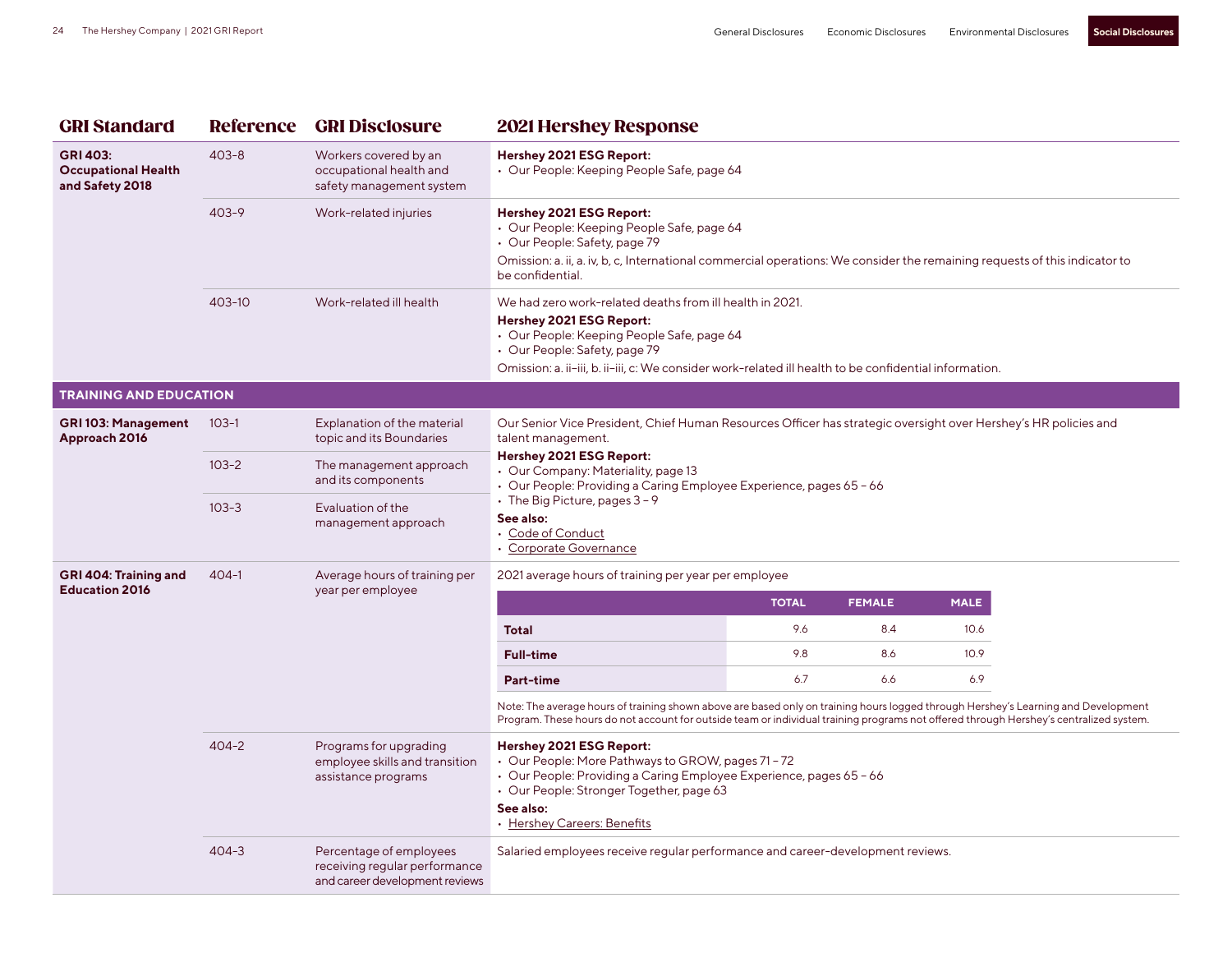| GRI Standard | Reference | GRI Disclosure | 2021 Hershey Response |
|---|---|---|---|
| **GRI 403: Occupational Health and Safety 2018** | 403-8 | Workers covered by an occupational health and safety management system | **Hershey 2021 ESG Report:**<br>• Our People: Keeping People Safe, page 64 |
| | 403-9 | Work-related injuries | **Hershey 2021 ESG Report:**<br>• Our People: Keeping People Safe, page 64<br>• Our People: Safety, page 79<br>Omission: a. ii, a. iv, b, c, International commercial operations: We consider the remaining requests of this indicator to be confidential. |
| | 403-10 | Work-related ill health | We had zero work-related deaths from ill health in 2021.<br>**Hershey 2021 ESG Report:**<br>• Our People: Keeping People Safe, page 64<br>• Our People: Safety, page 79<br>Omission: a. ii–iii, b. ii–iii, c: We consider work-related ill health to be confidential information. |
| **TRAINING AND EDUCATION** | | | |
| **GRI 103: Management Approach 2016** | 103-1 | Explanation of the material topic and its Boundaries | Our Senior Vice President, Chief Human Resources Officer has strategic oversight over Hershey's HR policies and talent management.<br>**Hershey 2021 ESG Report:**<br>• Our Company: Materiality, page 13<br>• Our People: Providing a Caring Employee Experience, pages 65 – 66<br>• The Big Picture, pages 3 – 9<br>**See also:**<br>• Code of Conduct<br>• Corporate Governance |
| | 103-2 | The management approach and its components | |
| | 103-3 | Evaluation of the management approach | |
| **GRI 404: Training and Education 2016** | 404-1 | Average hours of training per year per employee | 2021 average hours of training per year per employee (see table below)<br>Note: The average hours of training shown above are based only on training hours logged through Hershey's Learning and Development Program. These hours do not account for outside team or individual training programs not offered through Hershey's centralized system. |
| | 404-2 | Programs for upgrading employee skills and transition assistance programs | **Hershey 2021 ESG Report:**<br>• Our People: More Pathways to GROW, pages 71 – 72<br>• Our People: Providing a Caring Employee Experience, pages 65 – 66<br>• Our People: Stronger Together, page 63<br>**See also:**<br>• Hershey Careers: Benefits |
| | 404-3 | Percentage of employees receiving regular performance and career development reviews | Salaried employees receive regular performance and career-development reviews. |

2021 average hours of training per year per employee

| | TOTAL | FEMALE | MALE |
|---|---|---|---|
| **Total** | 9.6 | 8.4 | 10.6 |
| **Full-time** | 9.8 | 8.6 | 10.9 |
| **Part-time** | 6.7 | 6.6 | 6.9 |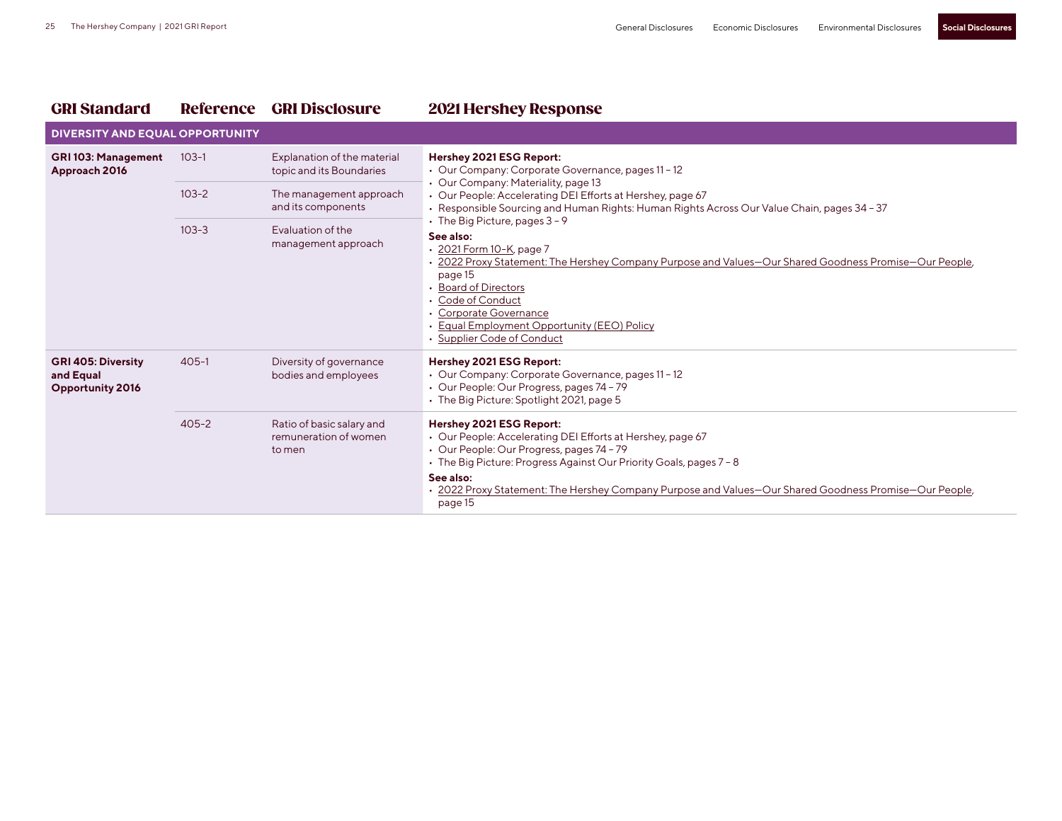| GRI Standard | Reference | GRI Disclosure | 2021 Hershey Response |
|---|---|---|---|
| **DIVERSITY AND EQUAL OPPORTUNITY** | | | |
| **GRI 103: Management Approach 2016** | 103-1 | Explanation of the material topic and its Boundaries | **Hershey 2021 ESG Report:**<br>• Our Company: Corporate Governance, pages 11 – 12<br>• Our Company: Materiality, page 13<br>• Our People: Accelerating DEI Efforts at Hershey, page 67<br>• Responsible Sourcing and Human Rights: Human Rights Across Our Value Chain, pages 34 – 37<br>• The Big Picture, pages 3 – 9<br>**See also:**<br>• 2021 Form 10-K, page 7<br>• 2022 Proxy Statement: The Hershey Company Purpose and Values—Our Shared Goodness Promise—Our People, page 15<br>• Board of Directors<br>• Code of Conduct<br>• Corporate Governance<br>• Equal Employment Opportunity (EEO) Policy<br>• Supplier Code of Conduct |
| | 103-2 | The management approach and its components | |
| | 103-3 | Evaluation of the management approach | |
| **GRI 405: Diversity and Equal Opportunity 2016** | 405-1 | Diversity of governance bodies and employees | **Hershey 2021 ESG Report:**<br>• Our Company: Corporate Governance, pages 11 – 12<br>• Our People: Our Progress, pages 74 – 79<br>• The Big Picture: Spotlight 2021, page 5 |
| | 405-2 | Ratio of basic salary and remuneration of women to men | **Hershey 2021 ESG Report:**<br>• Our People: Accelerating DEI Efforts at Hershey, page 67<br>• Our People: Our Progress, pages 74 – 79<br>• The Big Picture: Progress Against Our Priority Goals, pages 7 – 8<br>**See also:**<br>• 2022 Proxy Statement: The Hershey Company Purpose and Values—Our Shared Goodness Promise—Our People, page 15 |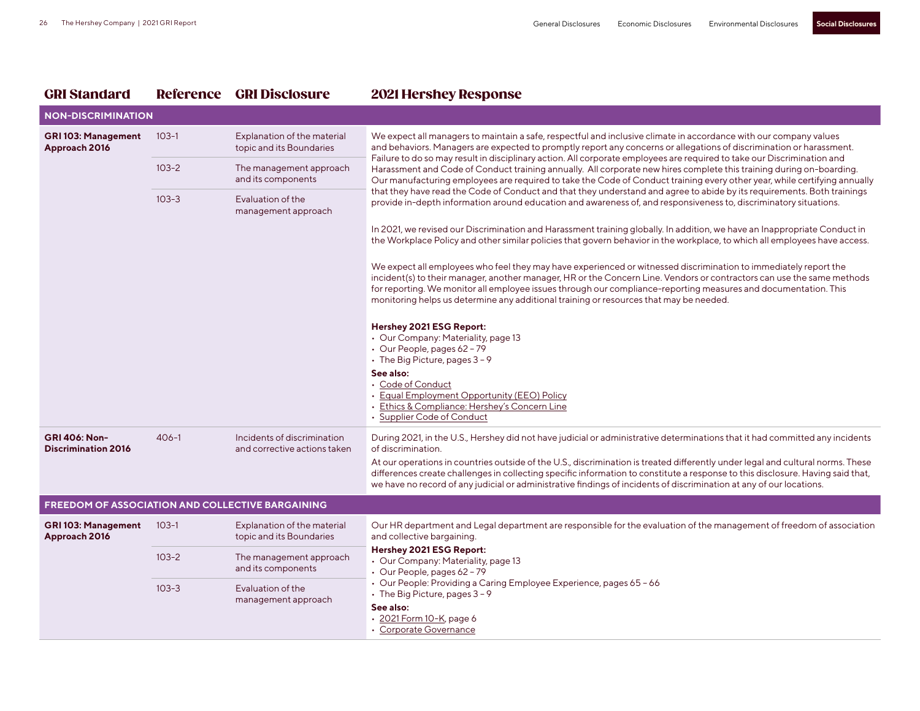| GRI Standard | Reference | GRI Disclosure | 2021 Hershey Response |
|---|---|---|---|
| **NON-DISCRIMINATION** | | | |
| **GRI 103: Management Approach 2016** | 103-1 | Explanation of the material topic and its Boundaries | We expect all managers to maintain a safe, respectful and inclusive climate in accordance with our company values and behaviors. Managers are expected to promptly report any concerns or allegations of discrimination or harassment. Failure to do so may result in disciplinary action. All corporate employees are required to take our Discrimination and Harassment and Code of Conduct training annually. All corporate new hires complete this training during on-boarding. Our manufacturing employees are required to take the Code of Conduct training every other year, while certifying annually that they have read the Code of Conduct and that they understand and agree to abide by its requirements. Both trainings provide in-depth information around education and awareness of, and responsiveness to, discriminatory situations.<br><br>In 2021, we revised our Discrimination and Harassment training globally. In addition, we have an Inappropriate Conduct in the Workplace Policy and other similar policies that govern behavior in the workplace, to which all employees have access.<br><br>We expect all employees who feel they may have experienced or witnessed discrimination to immediately report the incident(s) to their manager, another manager, HR or the Concern Line. Vendors or contractors can use the same methods for reporting. We monitor all employee issues through our compliance-reporting measures and documentation. This monitoring helps us determine any additional training or resources that may be needed.<br><br>**Hershey 2021 ESG Report:**<br>• Our Company: Materiality, page 13<br>• Our People, pages 62 – 79<br>• The Big Picture, pages 3 – 9<br>**See also:**<br>• Code of Conduct<br>• Equal Employment Opportunity (EEO) Policy<br>• Ethics & Compliance: Hershey's Concern Line<br>• Supplier Code of Conduct |
| | 103-2 | The management approach and its components | |
| | 103-3 | Evaluation of the management approach | |
| **GRI 406: Non-Discrimination 2016** | 406-1 | Incidents of discrimination and corrective actions taken | During 2021, in the U.S., Hershey did not have judicial or administrative determinations that it had committed any incidents of discrimination.<br>At our operations in countries outside of the U.S., discrimination is treated differently under legal and cultural norms. These differences create challenges in collecting specific information to constitute a response to this disclosure. Having said that, we have no record of any judicial or administrative findings of incidents of discrimination at any of our locations. |
| **FREEDOM OF ASSOCIATION AND COLLECTIVE BARGAINING** | | | |
| **GRI 103: Management Approach 2016** | 103-1 | Explanation of the material topic and its Boundaries | Our HR department and Legal department are responsible for the evaluation of the management of freedom of association and collective bargaining.<br>**Hershey 2021 ESG Report:**<br>• Our Company: Materiality, page 13<br>• Our People, pages 62 – 79<br>• Our People: Providing a Caring Employee Experience, pages 65 – 66<br>• The Big Picture, pages 3 – 9<br>**See also:**<br>• 2021 Form 10-K, page 6<br>• Corporate Governance |
| | 103-2 | The management approach and its components | |
| | 103-3 | Evaluation of the management approach | |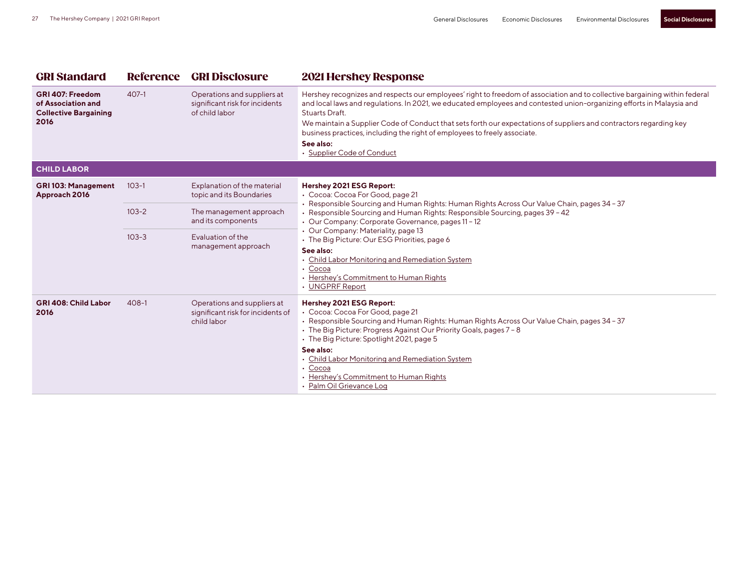| GRI Standard | Reference | GRI Disclosure | 2021 Hershey Response |
|---|---|---|---|
| **GRI 407: Freedom of Association and Collective Bargaining 2016** | 407-1 | Operations and suppliers at significant risk for incidents of child labor | Hershey recognizes and respects our employees' right to freedom of association and to collective bargaining within federal and local laws and regulations. In 2021, we educated employees and contested union-organizing efforts in Malaysia and Stuarts Draft.<br><br>We maintain a Supplier Code of Conduct that sets forth our expectations of suppliers and contractors regarding key business practices, including the right of employees to freely associate.<br><br>**See also:**<br>• Supplier Code of Conduct |
| **CHILD LABOR** | | | |
| **GRI 103: Management Approach 2016** | 103-1 | Explanation of the material topic and its Boundaries | **Hershey 2021 ESG Report:**<br>• Cocoa: Cocoa For Good, page 21<br>• Responsible Sourcing and Human Rights: Human Rights Across Our Value Chain, pages 34 – 37<br>• Responsible Sourcing and Human Rights: Responsible Sourcing, pages 39 – 42<br>• Our Company: Corporate Governance, pages 11 – 12<br>• Our Company: Materiality, page 13<br>• The Big Picture: Our ESG Priorities, page 6<br><br>**See also:**<br>• Child Labor Monitoring and Remediation System<br>• Cocoa<br>• Hershey's Commitment to Human Rights<br>• UNGPRF Report |
| | 103-2 | The management approach and its components | |
| | 103-3 | Evaluation of the management approach | |
| **GRI 408: Child Labor 2016** | 408-1 | Operations and suppliers at significant risk for incidents of child labor | **Hershey 2021 ESG Report:**<br>• Cocoa: Cocoa For Good, page 21<br>• Responsible Sourcing and Human Rights: Human Rights Across Our Value Chain, pages 34 – 37<br>• The Big Picture: Progress Against Our Priority Goals, pages 7 – 8<br>• The Big Picture: Spotlight 2021, page 5<br><br>**See also:**<br>• Child Labor Monitoring and Remediation System<br>• Cocoa<br>• Hershey's Commitment to Human Rights<br>• Palm Oil Grievance Log |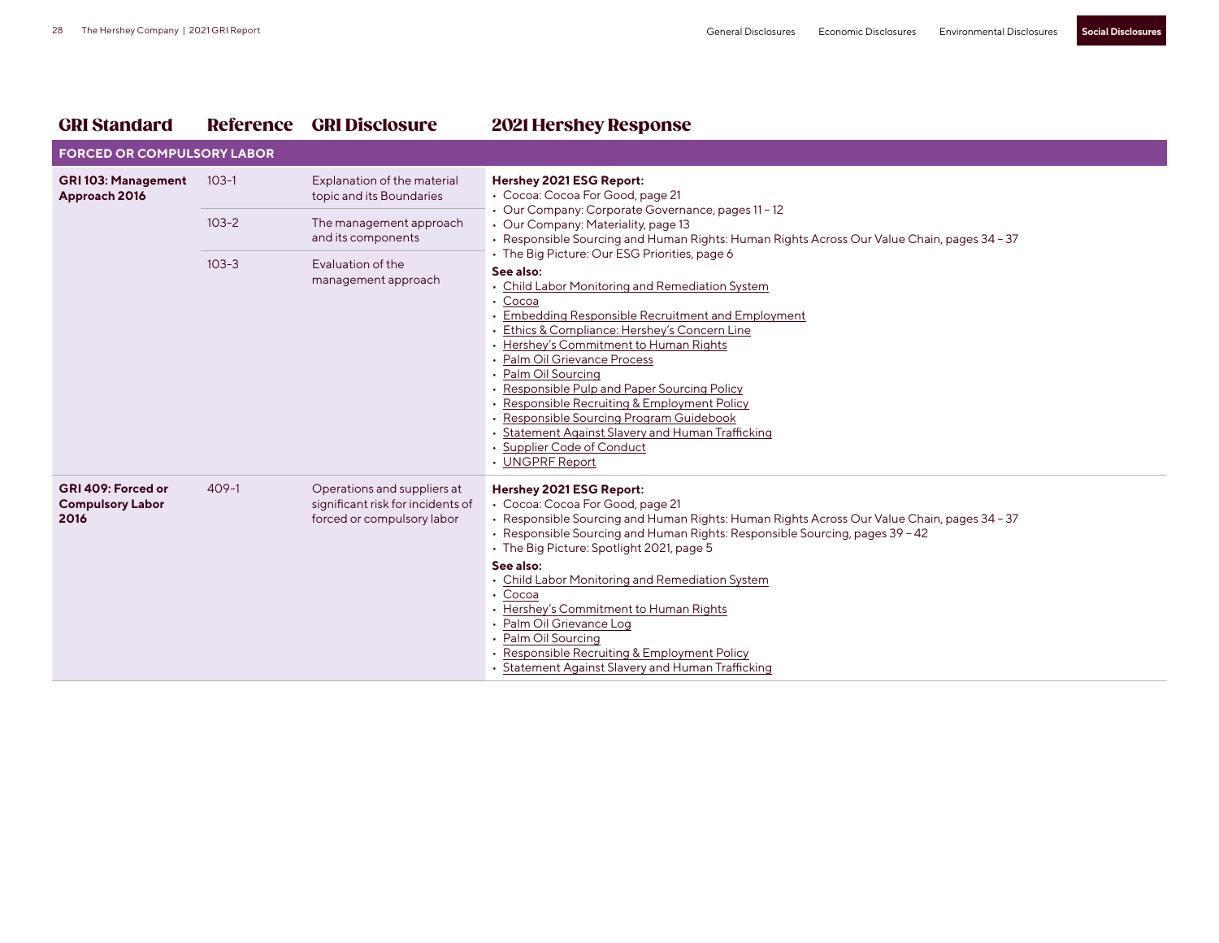| GRI Standard | Reference | GRI Disclosure | 2021 Hershey Response |
|---|---|---|---|
| **FORCED OR COMPULSORY LABOR** | | | |
| **GRI 103: Management Approach 2016** | 103-1 | Explanation of the material topic and its Boundaries | **Hershey 2021 ESG Report:**<br>• Cocoa: Cocoa For Good, page 21<br>• Our Company: Corporate Governance, pages 11 – 12<br>• Our Company: Materiality, page 13<br>• Responsible Sourcing and Human Rights: Human Rights Across Our Value Chain, pages 34 – 37<br>• The Big Picture: Our ESG Priorities, page 6<br>**See also:**<br>• Child Labor Monitoring and Remediation System<br>• Cocoa<br>• Embedding Responsible Recruitment and Employment<br>• Ethics & Compliance: Hershey's Concern Line<br>• Hershey's Commitment to Human Rights<br>• Palm Oil Grievance Process<br>• Palm Oil Sourcing<br>• Responsible Pulp and Paper Sourcing Policy<br>• Responsible Recruiting & Employment Policy<br>• Responsible Sourcing Program Guidebook<br>• Statement Against Slavery and Human Trafficking<br>• Supplier Code of Conduct<br>• UNGPRF Report |
| | 103-2 | The management approach and its components | |
| | 103-3 | Evaluation of the management approach | |
| **GRI 409: Forced or Compulsory Labor 2016** | 409-1 | Operations and suppliers at significant risk for incidents of forced or compulsory labor | **Hershey 2021 ESG Report:**<br>• Cocoa: Cocoa For Good, page 21<br>• Responsible Sourcing and Human Rights: Human Rights Across Our Value Chain, pages 34 – 37<br>• Responsible Sourcing and Human Rights: Responsible Sourcing, pages 39 – 42<br>• The Big Picture: Spotlight 2021, page 5<br>**See also:**<br>• Child Labor Monitoring and Remediation System<br>• Cocoa<br>• Hershey's Commitment to Human Rights<br>• Palm Oil Grievance Log<br>• Palm Oil Sourcing<br>• Responsible Recruiting & Employment Policy<br>• Statement Against Slavery and Human Trafficking |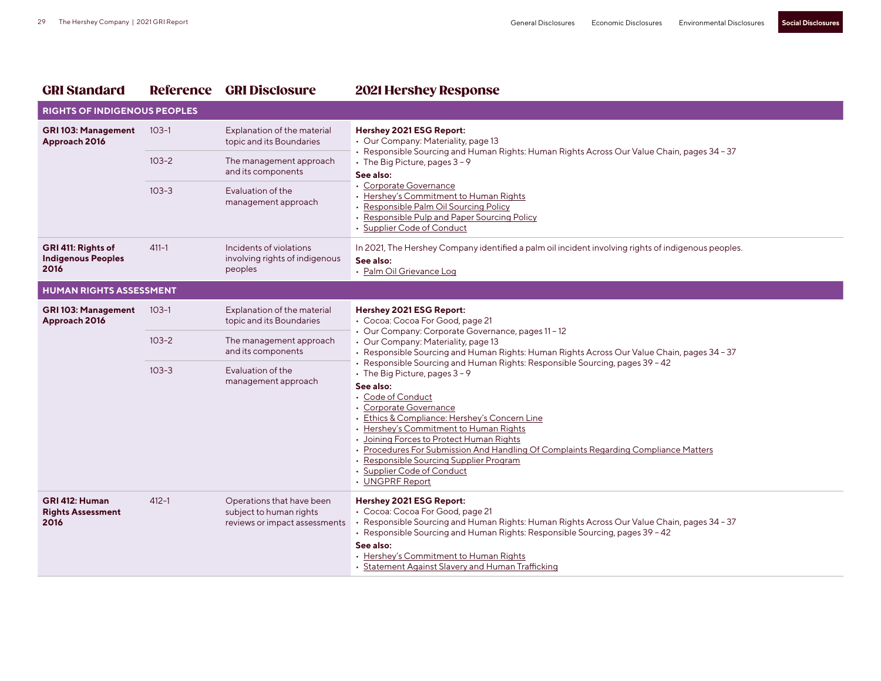| GRI Standard | Reference | GRI Disclosure | 2021 Hershey Response |
|---|---|---|---|
| **RIGHTS OF INDIGENOUS PEOPLES** | | | |
| **GRI 103: Management Approach 2016** | 103-1 | Explanation of the material topic and its Boundaries | **Hershey 2021 ESG Report:**<br>• Our Company: Materiality, page 13<br>• Responsible Sourcing and Human Rights: Human Rights Across Our Value Chain, pages 34 – 37<br>• The Big Picture, pages 3 – 9<br>**See also:**<br>• Corporate Governance<br>• Hershey's Commitment to Human Rights<br>• Responsible Palm Oil Sourcing Policy<br>• Responsible Pulp and Paper Sourcing Policy<br>• Supplier Code of Conduct |
| | 103-2 | The management approach and its components | |
| | 103-3 | Evaluation of the management approach | |
| **GRI 411: Rights of Indigenous Peoples 2016** | 411-1 | Incidents of violations involving rights of indigenous peoples | In 2021, The Hershey Company identified a palm oil incident involving rights of indigenous peoples.<br>**See also:**<br>• Palm Oil Grievance Log |
| **HUMAN RIGHTS ASSESSMENT** | | | |
| **GRI 103: Management Approach 2016** | 103-1 | Explanation of the material topic and its Boundaries | **Hershey 2021 ESG Report:**<br>• Cocoa: Cocoa For Good, page 21<br>• Our Company: Corporate Governance, pages 11 – 12<br>• Our Company: Materiality, page 13<br>• Responsible Sourcing and Human Rights: Human Rights Across Our Value Chain, pages 34 – 37<br>• Responsible Sourcing and Human Rights: Responsible Sourcing, pages 39 – 42<br>• The Big Picture, pages 3 – 9<br>**See also:**<br>• Code of Conduct<br>• Corporate Governance<br>• Ethics & Compliance: Hershey's Concern Line<br>• Hershey's Commitment to Human Rights<br>• Joining Forces to Protect Human Rights<br>• Procedures For Submission And Handling Of Complaints Regarding Compliance Matters<br>• Responsible Sourcing Supplier Program<br>• Supplier Code of Conduct<br>• UNGPRF Report |
| | 103-2 | The management approach and its components | |
| | 103-3 | Evaluation of the management approach | |
| **GRI 412: Human Rights Assessment 2016** | 412-1 | Operations that have been subject to human rights reviews or impact assessments | **Hershey 2021 ESG Report:**<br>• Cocoa: Cocoa For Good, page 21<br>• Responsible Sourcing and Human Rights: Human Rights Across Our Value Chain, pages 34 – 37<br>• Responsible Sourcing and Human Rights: Responsible Sourcing, pages 39 – 42<br>**See also:**<br>• Hershey's Commitment to Human Rights<br>• Statement Against Slavery and Human Trafficking |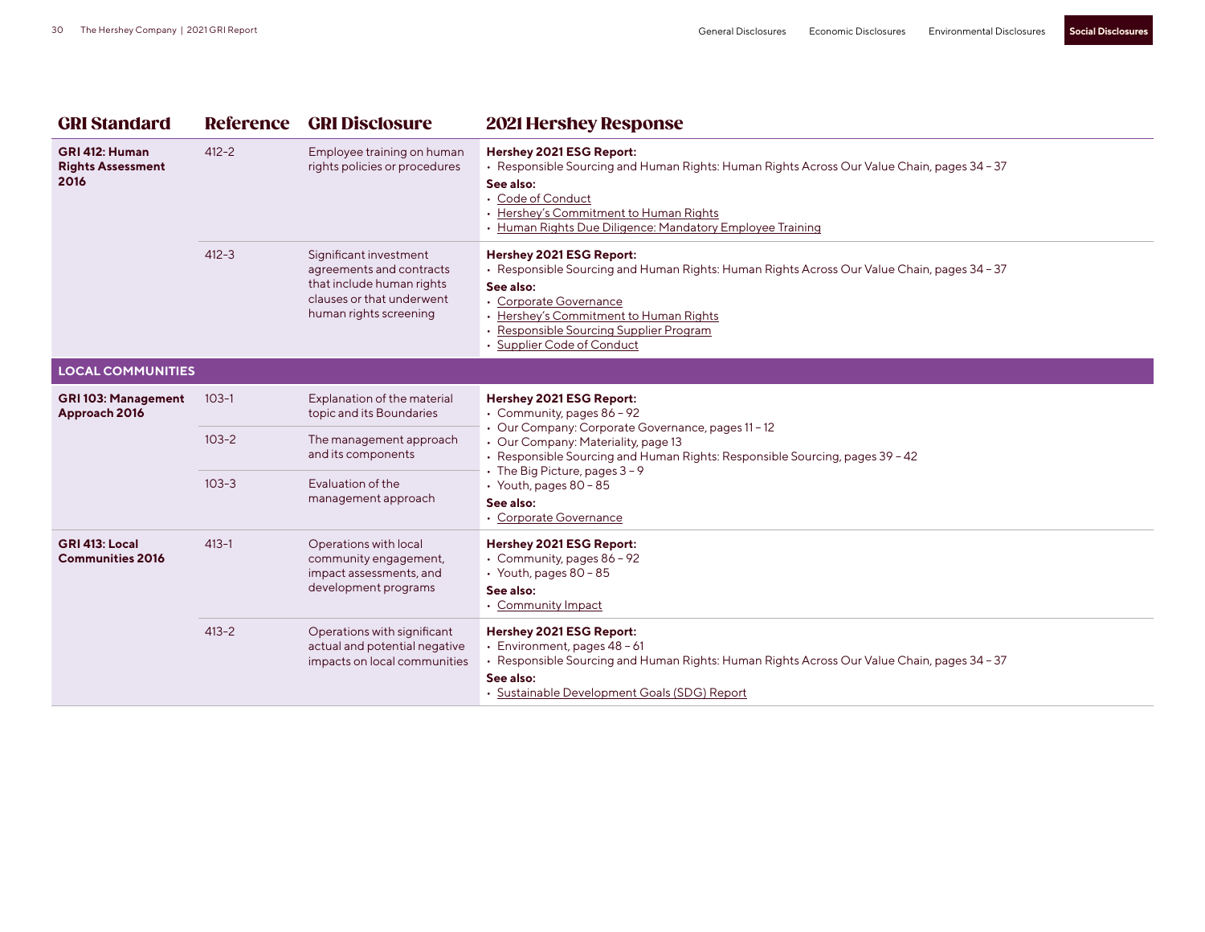| GRI Standard | Reference | GRI Disclosure | 2021 Hershey Response |
|---|---|---|---|
| **GRI 412: Human Rights Assessment 2016** | 412-2 | Employee training on human rights policies or procedures | **Hershey 2021 ESG Report:**<br>• Responsible Sourcing and Human Rights: Human Rights Across Our Value Chain, pages 34 – 37<br>**See also:**<br>• Code of Conduct<br>• Hershey's Commitment to Human Rights<br>• Human Rights Due Diligence: Mandatory Employee Training |
| | 412-3 | Significant investment agreements and contracts that include human rights clauses or that underwent human rights screening | **Hershey 2021 ESG Report:**<br>• Responsible Sourcing and Human Rights: Human Rights Across Our Value Chain, pages 34 – 37<br>**See also:**<br>• Corporate Governance<br>• Hershey's Commitment to Human Rights<br>• Responsible Sourcing Supplier Program<br>• Supplier Code of Conduct |
| **LOCAL COMMUNITIES** | | | |
| **GRI 103: Management Approach 2016** | 103-1 | Explanation of the material topic and its Boundaries | **Hershey 2021 ESG Report:**<br>• Community, pages 86 – 92<br>• Our Company: Corporate Governance, pages 11 – 12<br>• Our Company: Materiality, page 13<br>• Responsible Sourcing and Human Rights: Responsible Sourcing, pages 39 – 42<br>• The Big Picture, pages 3 – 9<br>• Youth, pages 80 – 85<br>**See also:**<br>• Corporate Governance |
| | 103-2 | The management approach and its components | |
| | 103-3 | Evaluation of the management approach | |
| **GRI 413: Local Communities 2016** | 413-1 | Operations with local community engagement, impact assessments, and development programs | **Hershey 2021 ESG Report:**<br>• Community, pages 86 – 92<br>• Youth, pages 80 – 85<br>**See also:**<br>• Community Impact |
| | 413-2 | Operations with significant actual and potential negative impacts on local communities | **Hershey 2021 ESG Report:**<br>• Environment, pages 48 – 61<br>• Responsible Sourcing and Human Rights: Human Rights Across Our Value Chain, pages 34 – 37<br>**See also:**<br>• Sustainable Development Goals (SDG) Report |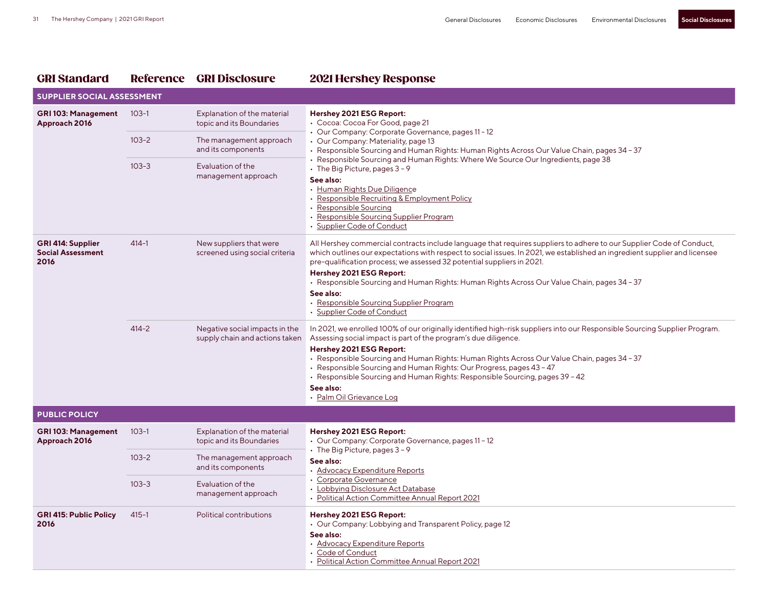| GRI Standard | Reference | GRI Disclosure | 2021 Hershey Response |
|---|---|---|---|
| **SUPPLIER SOCIAL ASSESSMENT** | | | |
| **GRI 103: Management Approach 2016** | 103-1 | Explanation of the material topic and its Boundaries | **Hershey 2021 ESG Report:**<br>• Cocoa: Cocoa For Good, page 21<br>• Our Company: Corporate Governance, pages 11 – 12<br>• Our Company: Materiality, page 13<br>• Responsible Sourcing and Human Rights: Human Rights Across Our Value Chain, pages 34 – 37<br>• Responsible Sourcing and Human Rights: Where We Source Our Ingredients, page 38<br>• The Big Picture, pages 3 – 9<br>**See also:**<br>• Human Rights Due Diligence<br>• Responsible Recruiting & Employment Policy<br>• Responsible Sourcing<br>• Responsible Sourcing Supplier Program<br>• Supplier Code of Conduct |
| | 103-2 | The management approach and its components | |
| | 103-3 | Evaluation of the management approach | |
| **GRI 414: Supplier Social Assessment 2016** | 414-1 | New suppliers that were screened using social criteria | All Hershey commercial contracts include language that requires suppliers to adhere to our Supplier Code of Conduct, which outlines our expectations with respect to social issues. In 2021, we established an ingredient supplier and licensee pre-qualification process; we assessed 32 potential suppliers in 2021.<br>**Hershey 2021 ESG Report:**<br>• Responsible Sourcing and Human Rights: Human Rights Across Our Value Chain, pages 34 – 37<br>**See also:**<br>• Responsible Sourcing Supplier Program<br>• Supplier Code of Conduct |
| | 414-2 | Negative social impacts in the supply chain and actions taken | In 2021, we enrolled 100% of our originally identified high-risk suppliers into our Responsible Sourcing Supplier Program. Assessing social impact is part of the program's due diligence.<br>**Hershey 2021 ESG Report:**<br>• Responsible Sourcing and Human Rights: Human Rights Across Our Value Chain, pages 34 – 37<br>• Responsible Sourcing and Human Rights: Our Progress, pages 43 – 47<br>• Responsible Sourcing and Human Rights: Responsible Sourcing, pages 39 – 42<br>**See also:**<br>• Palm Oil Grievance Log |
| **PUBLIC POLICY** | | | |
| **GRI 103: Management Approach 2016** | 103-1 | Explanation of the material topic and its Boundaries | **Hershey 2021 ESG Report:**<br>• Our Company: Corporate Governance, pages 11 – 12<br>• The Big Picture, pages 3 – 9<br>**See also:**<br>• Advocacy Expenditure Reports<br>• Corporate Governance<br>• Lobbying Disclosure Act Database<br>• Political Action Committee Annual Report 2021 |
| | 103-2 | The management approach and its components | |
| | 103-3 | Evaluation of the management approach | |
| **GRI 415: Public Policy 2016** | 415-1 | Political contributions | **Hershey 2021 ESG Report:**<br>• Our Company: Lobbying and Transparent Policy, page 12<br>**See also:**<br>• Advocacy Expenditure Reports<br>• Code of Conduct<br>• Political Action Committee Annual Report 2021 |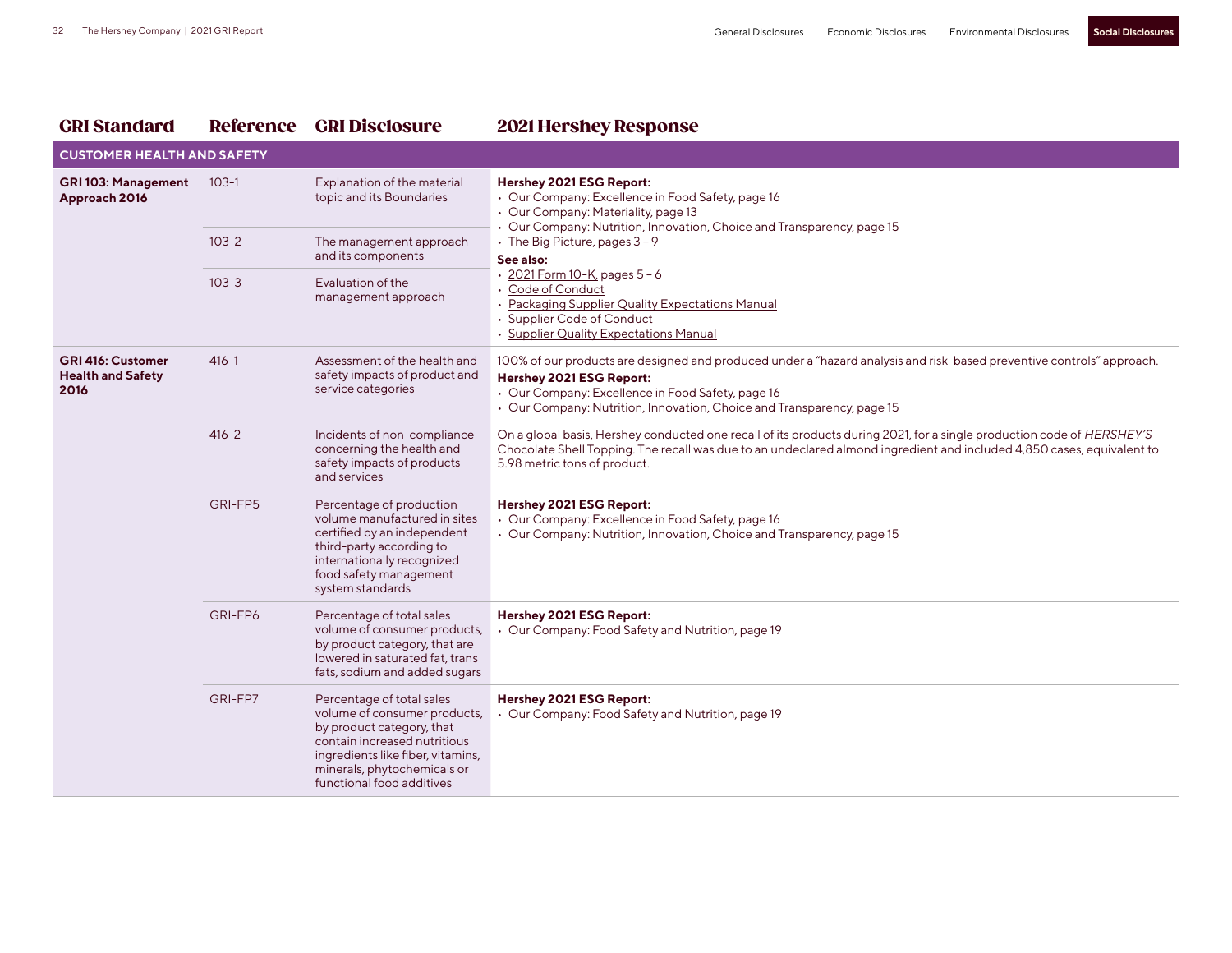| GRI Standard | Reference | GRI Disclosure | 2021 Hershey Response |
|---|---|---|---|
| **CUSTOMER HEALTH AND SAFETY** | | | |
| **GRI 103: Management Approach 2016** | 103-1 | Explanation of the material topic and its Boundaries | **Hershey 2021 ESG Report:**<br>• Our Company: Excellence in Food Safety, page 16<br>• Our Company: Materiality, page 13<br>• Our Company: Nutrition, Innovation, Choice and Transparency, page 15<br>• The Big Picture, pages 3 – 9<br>**See also:**<br>• 2021 Form 10-K, pages 5 – 6<br>• Code of Conduct<br>• Packaging Supplier Quality Expectations Manual<br>• Supplier Code of Conduct<br>• Supplier Quality Expectations Manual |
| | 103-2 | The management approach and its components | |
| | 103-3 | Evaluation of the management approach | |
| **GRI 416: Customer Health and Safety 2016** | 416-1 | Assessment of the health and safety impacts of product and service categories | 100% of our products are designed and produced under a "hazard analysis and risk-based preventive controls" approach.<br>**Hershey 2021 ESG Report:**<br>• Our Company: Excellence in Food Safety, page 16<br>• Our Company: Nutrition, Innovation, Choice and Transparency, page 15 |
| | 416-2 | Incidents of non-compliance concerning the health and safety impacts of products and services | On a global basis, Hershey conducted one recall of its products during 2021, for a single production code of *HERSHEY'S* Chocolate Shell Topping. The recall was due to an undeclared almond ingredient and included 4,850 cases, equivalent to 5.98 metric tons of product. |
| | GRI-FP5 | Percentage of production volume manufactured in sites certified by an independent third-party according to internationally recognized food safety management system standards | **Hershey 2021 ESG Report:**<br>• Our Company: Excellence in Food Safety, page 16<br>• Our Company: Nutrition, Innovation, Choice and Transparency, page 15 |
| | GRI-FP6 | Percentage of total sales volume of consumer products, by product category, that are lowered in saturated fat, trans fats, sodium and added sugars | **Hershey 2021 ESG Report:**<br>• Our Company: Food Safety and Nutrition, page 19 |
| | GRI-FP7 | Percentage of total sales volume of consumer products, by product category, that contain increased nutritious ingredients like fiber, vitamins, minerals, phytochemicals or functional food additives | **Hershey 2021 ESG Report:**<br>• Our Company: Food Safety and Nutrition, page 19 |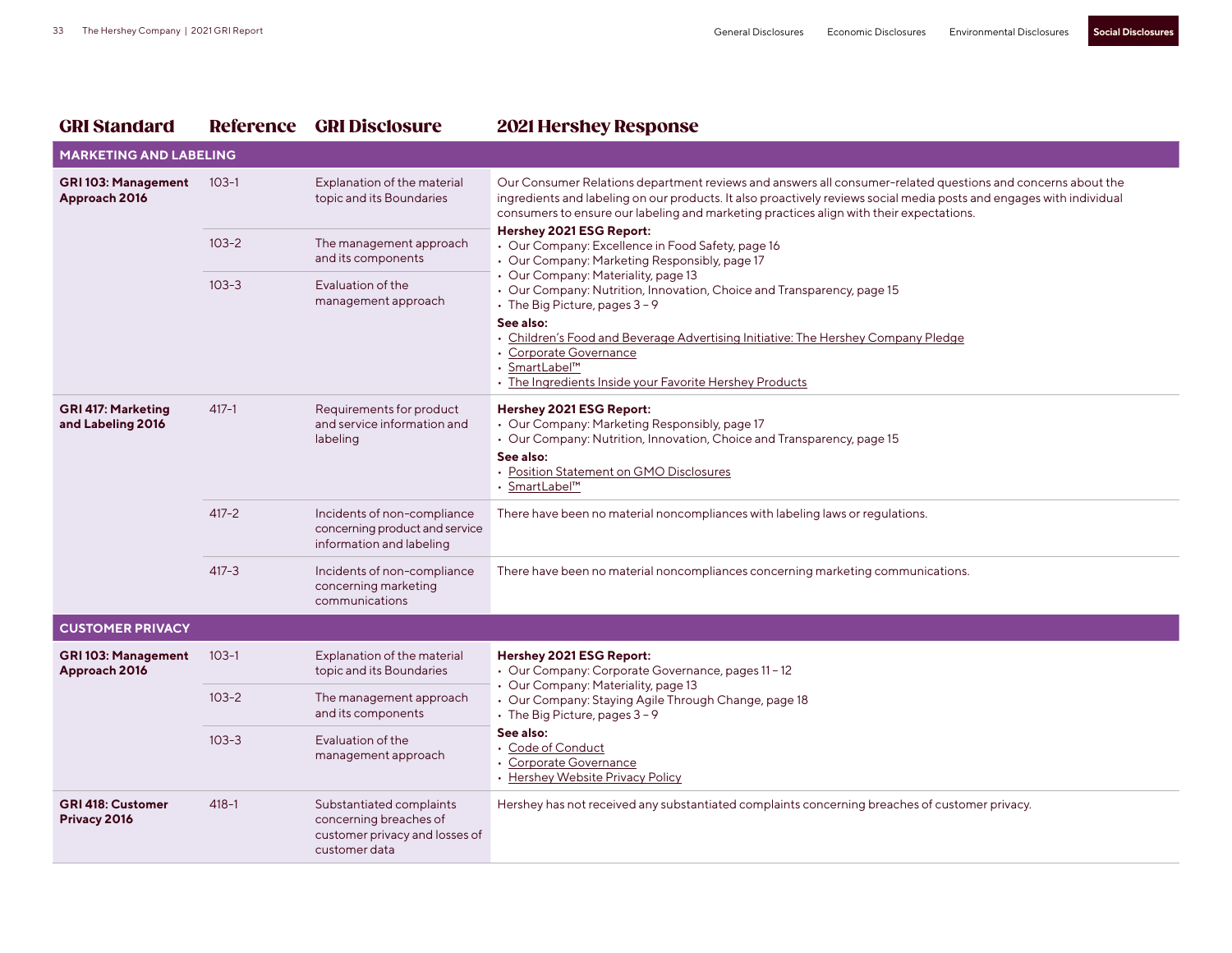| GRI Standard | Reference | GRI Disclosure | 2021 Hershey Response |
|---|---|---|---|
| **MARKETING AND LABELING** | | | |
| **GRI 103: Management Approach 2016** | 103-1 | Explanation of the material topic and its Boundaries | Our Consumer Relations department reviews and answers all consumer-related questions and concerns about the ingredients and labeling on our products. It also proactively reviews social media posts and engages with individual consumers to ensure our labeling and marketing practices align with their expectations.<br>**Hershey 2021 ESG Report:**<br>• Our Company: Excellence in Food Safety, page 16<br>• Our Company: Marketing Responsibly, page 17<br>• Our Company: Materiality, page 13<br>• Our Company: Nutrition, Innovation, Choice and Transparency, page 15<br>• The Big Picture, pages 3 – 9<br>**See also:**<br>• Children's Food and Beverage Advertising Initiative: The Hershey Company Pledge<br>• Corporate Governance<br>• SmartLabel™<br>• The Ingredients Inside your Favorite Hershey Products |
| | 103-2 | The management approach and its components | |
| | 103-3 | Evaluation of the management approach | |
| **GRI 417: Marketing and Labeling 2016** | 417-1 | Requirements for product and service information and labeling | **Hershey 2021 ESG Report:**<br>• Our Company: Marketing Responsibly, page 17<br>• Our Company: Nutrition, Innovation, Choice and Transparency, page 15<br>**See also:**<br>• Position Statement on GMO Disclosures<br>• SmartLabel™ |
| | 417-2 | Incidents of non-compliance concerning product and service information and labeling | There have been no material noncompliances with labeling laws or regulations. |
| | 417-3 | Incidents of non-compliance concerning marketing communications | There have been no material noncompliances concerning marketing communications. |
| **CUSTOMER PRIVACY** | | | |
| **GRI 103: Management Approach 2016** | 103-1 | Explanation of the material topic and its Boundaries | **Hershey 2021 ESG Report:**<br>• Our Company: Corporate Governance, pages 11 – 12<br>• Our Company: Materiality, page 13<br>• Our Company: Staying Agile Through Change, page 18<br>• The Big Picture, pages 3 – 9<br>**See also:**<br>• Code of Conduct<br>• Corporate Governance<br>• Hershey Website Privacy Policy |
| | 103-2 | The management approach and its components | |
| | 103-3 | Evaluation of the management approach | |
| **GRI 418: Customer Privacy 2016** | 418-1 | Substantiated complaints concerning breaches of customer privacy and losses of customer data | Hershey has not received any substantiated complaints concerning breaches of customer privacy. |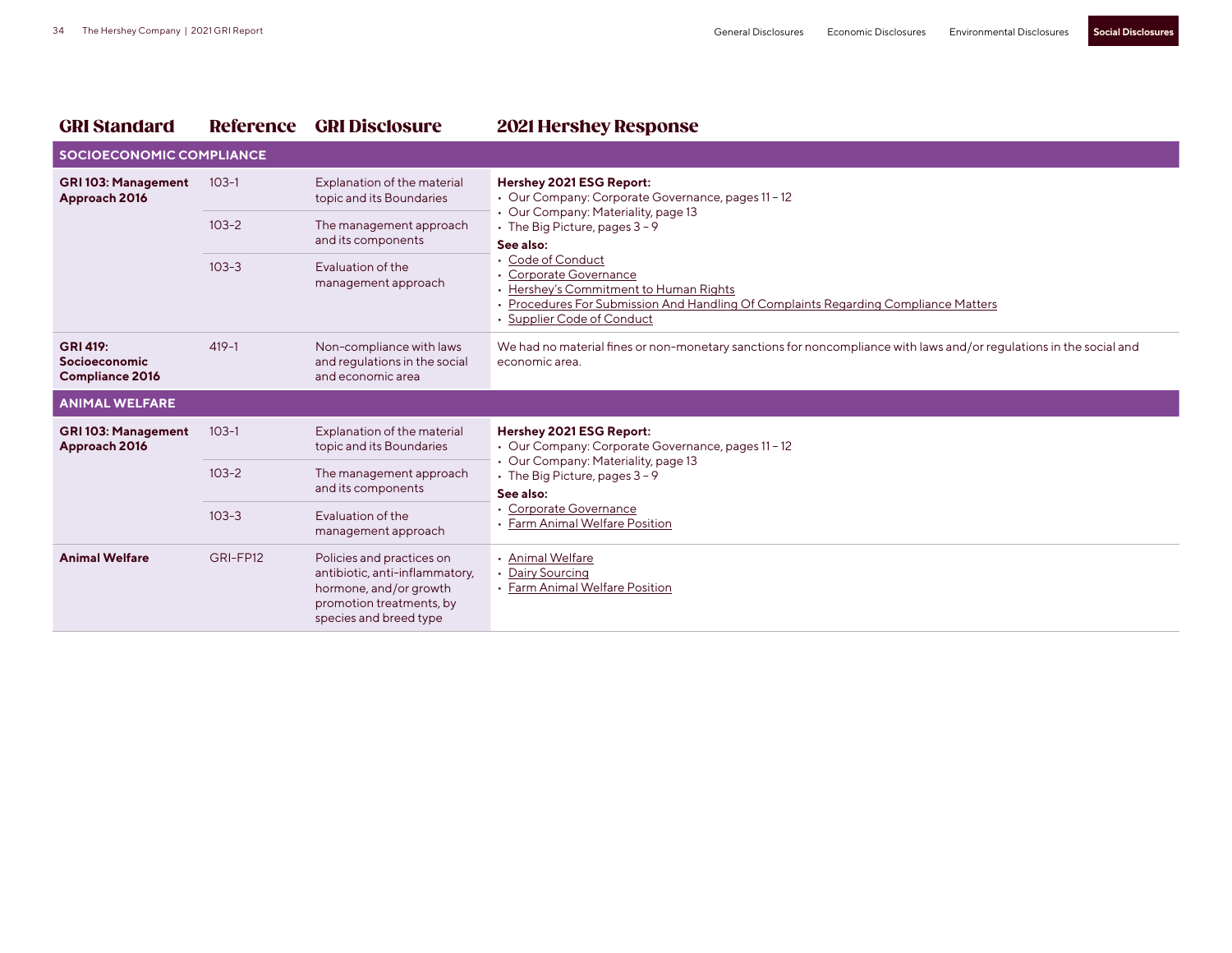| GRI Standard | Reference | GRI Disclosure | 2021 Hershey Response |
|---|---|---|---|
| **SOCIOECONOMIC COMPLIANCE** | | | |
| **GRI 103: Management Approach 2016** | 103-1 | Explanation of the material topic and its Boundaries | **Hershey 2021 ESG Report:** • Our Company: Corporate Governance, pages 11 – 12 • Our Company: Materiality, page 13 • The Big Picture, pages 3 – 9 **See also:** • Code of Conduct • Corporate Governance • Hershey's Commitment to Human Rights • Procedures For Submission And Handling Of Complaints Regarding Compliance Matters • Supplier Code of Conduct |
| | 103-2 | The management approach and its components | |
| | 103-3 | Evaluation of the management approach | |
| **GRI 419: Socioeconomic Compliance 2016** | 419-1 | Non-compliance with laws and regulations in the social and economic area | We had no material fines or non-monetary sanctions for noncompliance with laws and/or regulations in the social and economic area. |
| **ANIMAL WELFARE** | | | |
| **GRI 103: Management Approach 2016** | 103-1 | Explanation of the material topic and its Boundaries | **Hershey 2021 ESG Report:** • Our Company: Corporate Governance, pages 11 – 12 • Our Company: Materiality, page 13 • The Big Picture, pages 3 – 9 **See also:** • Corporate Governance • Farm Animal Welfare Position |
| | 103-2 | The management approach and its components | |
| | 103-3 | Evaluation of the management approach | |
| **Animal Welfare** | GRI-FP12 | Policies and practices on antibiotic, anti-inflammatory, hormone, and/or growth promotion treatments, by species and breed type | • Animal Welfare • Dairy Sourcing • Farm Animal Welfare Position |